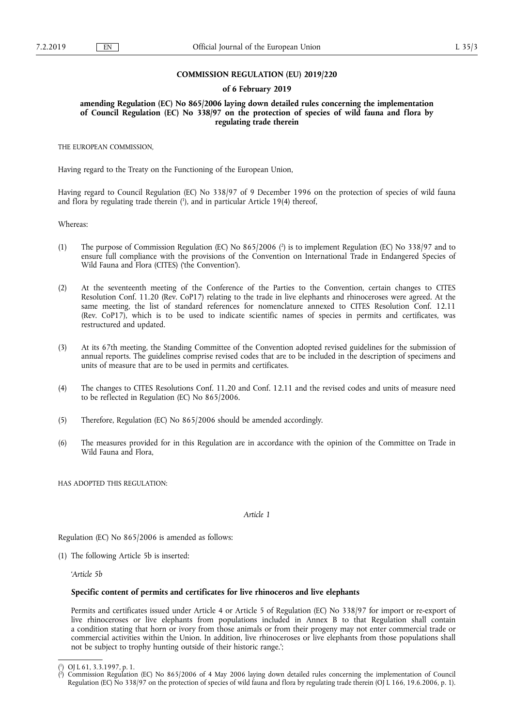**COMMISSION REGULATION (EU) 2019/220**

**of 6 February 2019**

**amending Regulation (EC) No 865/2006 laying down detailed rules concerning the implementation of Council Regulation (EC) No 338/97 on the protection of species of wild fauna and flora by regulating trade therein**

THE EUROPEAN COMMISSION,

Having regard to the Treaty on the Functioning of the European Union,

Having regard to Council Regulation (EC) No 338/97 of 9 December 1996 on the protection of species of wild fauna and flora by regulating trade therein ([1]), and in particular Article 19(4) thereof,

Whereas:

(1) The purpose of Commission Regulation (EC) No 865/2006 ([2]) is to implement Regulation (EC) No 338/97 and to ensure full compliance with the provisions of the Convention on International Trade in Endangered Species of Wild Fauna and Flora (CITES) ('the Convention').

(2) At the seventeenth meeting of the Conference of the Parties to the Convention, certain changes to CITES Resolution Conf. 11.20 (Rev. CoP17) relating to the trade in live elephants and rhinoceroses were agreed. At the same meeting, the list of standard references for nomenclature annexed to CITES Resolution Conf. 12.11 (Rev. CoP17), which is to be used to indicate scientific names of species in permits and certificates, was restructured and updated.

(3) At its 67th meeting, the Standing Committee of the Convention adopted revised guidelines for the submission of annual reports. The guidelines comprise revised codes that are to be included in the description of specimens and units of measure that are to be used in permits and certificates.

(4) The changes to CITES Resolutions Conf. 11.20 and Conf. 12.11 and the revised codes and units of measure need to be reflected in Regulation (EC) No 865/2006.

(5) Therefore, Regulation (EC) No 865/2006 should be amended accordingly.

(6) The measures provided for in this Regulation are in accordance with the opinion of the Committee on Trade in Wild Fauna and Flora,

HAS ADOPTED THIS REGULATION:

*Article 1*

Regulation (EC) No 865/2006 is amended as follows:

(1) The following Article 5b is inserted:

'*Article 5b*

**Specific content of permits and certificates for live rhinoceros and live elephants**

Permits and certificates issued under Article 4 or Article 5 of Regulation (EC) No 338/97 for import or re-export of live rhinoceroses or live elephants from populations included in Annex B to that Regulation shall contain a condition stating that horn or ivory from those animals or from their progeny may not enter commercial trade or commercial activities within the Union. In addition, live rhinoceroses or live elephants from those populations shall not be subject to trophy hunting outside of their historic range.';

---

([1]) OJ L 61, 3.3.1997, p. 1.

([2]) Commission Regulation (EC) No 865/2006 of 4 May 2006 laying down detailed rules concerning the implementation of Council Regulation (EC) No 338/97 on the protection of species of wild fauna and flora by regulating trade therein (OJ L 166, 19.6.2006, p. 1).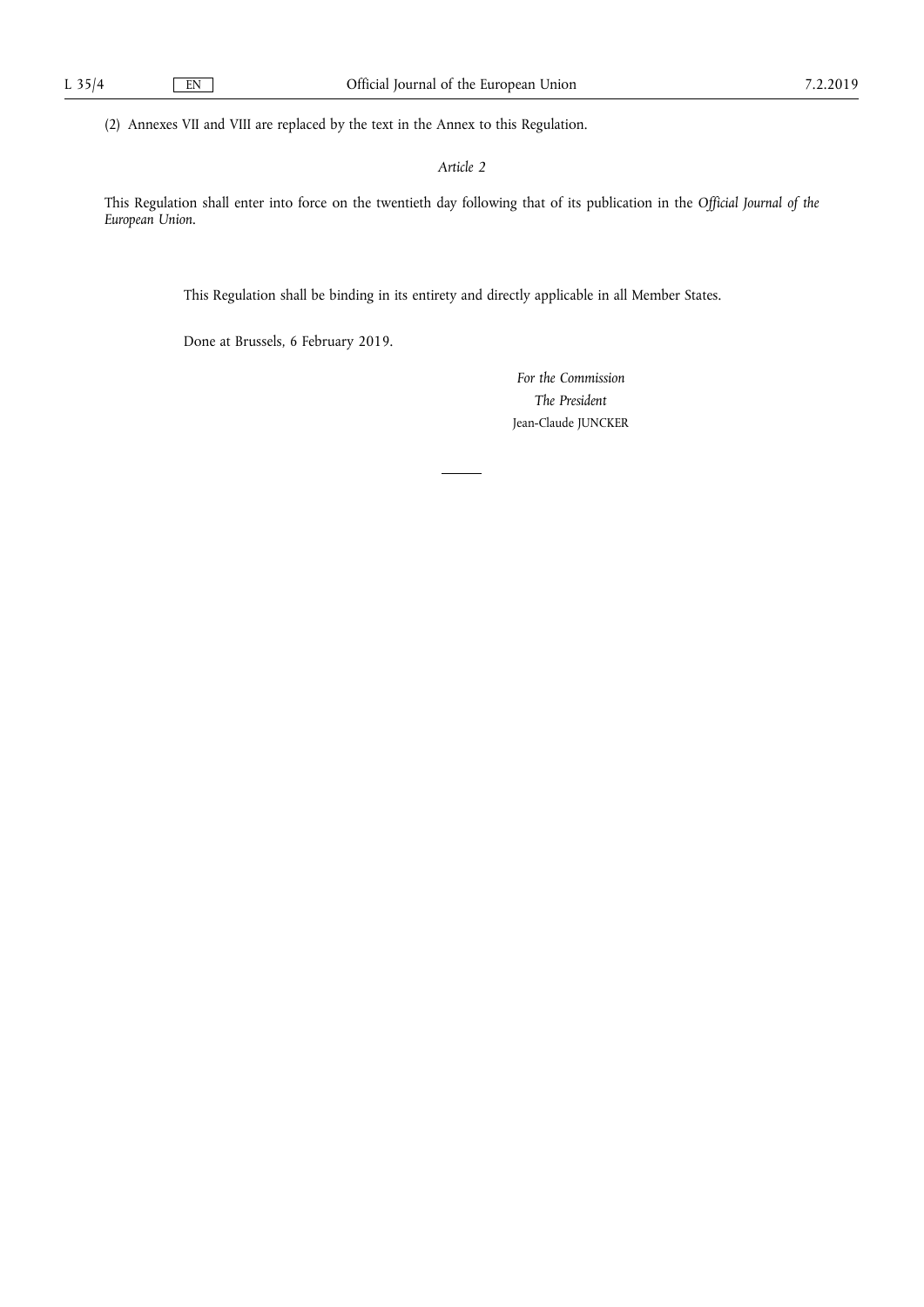(2) Annexes VII and VIII are replaced by the text in the Annex to this Regulation.

*Article 2*

This Regulation shall enter into force on the twentieth day following that of its publication in the *Official Journal of the European Union*.

This Regulation shall be binding in its entirety and directly applicable in all Member States.

Done at Brussels, 6 February 2019.

*For the Commission*

*The President*

Jean-Claude JUNCKER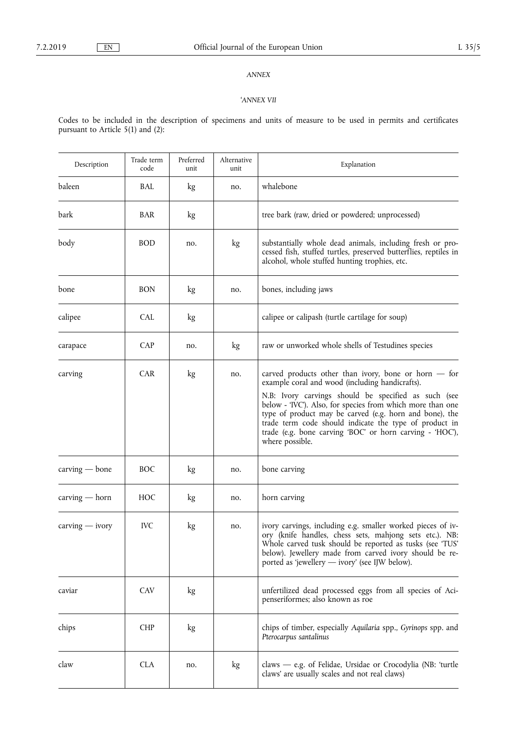*ANNEX*

*'ANNEX VII*

Codes to be included in the description of specimens and units of measure to be used in permits and certificates pursuant to Article 5(1) and (2):

| Description | Trade term code | Preferred unit | Alternative unit | Explanation |
|---|---|---|---|---|
| baleen | BAL | kg | no. | whalebone |
| bark | BAR | kg | | tree bark (raw, dried or powdered; unprocessed) |
| body | BOD | no. | kg | substantially whole dead animals, including fresh or processed fish, stuffed turtles, preserved butterflies, reptiles in alcohol, whole stuffed hunting trophies, etc. |
| bone | BON | kg | no. | bones, including jaws |
| calipee | CAL | kg | | calipee or calipash (turtle cartilage for soup) |
| carapace | CAP | no. | kg | raw or unworked whole shells of Testudines species |
| carving | CAR | kg | no. | carved products other than ivory, bone or horn — for example coral and wood (including handicrafts).<br>N.B: Ivory carvings should be specified as such (see below - 'IVC'). Also, for species from which more than one type of product may be carved (e.g. horn and bone), the trade term code should indicate the type of product in trade (e.g. bone carving 'BOC' or horn carving - 'HOC'), where possible. |
| carving — bone | BOC | kg | no. | bone carving |
| carving — horn | HOC | kg | no. | horn carving |
| carving — ivory | IVC | kg | no. | ivory carvings, including e.g. smaller worked pieces of ivory (knife handles, chess sets, mahjong sets etc.). NB: Whole carved tusk should be reported as tusks (see 'TUS' below). Jewellery made from carved ivory should be reported as 'jewellery — ivory' (see IJW below). |
| caviar | CAV | kg | | unfertilized dead processed eggs from all species of Acipenseriformes; also known as roe |
| chips | CHP | kg | | chips of timber, especially *Aquilaria* spp., *Gyrinops* spp. and *Pterocarpus santalinus* |
| claw | CLA | no. | kg | claws — e.g. of Felidae, Ursidae or Crocodylia (NB: 'turtle claws' are usually scales and not real claws) |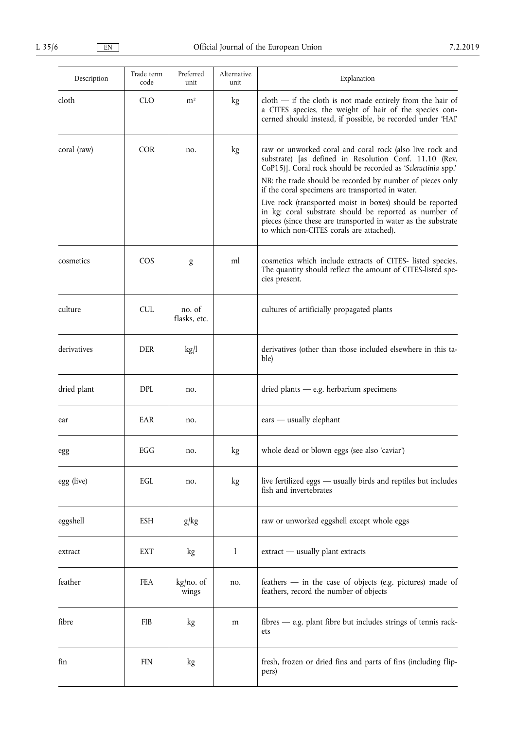| Description | Trade term code | Preferred unit | Alternative unit | Explanation |
|---|---|---|---|---|
| cloth | CLO | $m^2$ | kg | cloth — if the cloth is not made entirely from the hair of a CITES species, the weight of hair of the species concerned should instead, if possible, be recorded under 'HAI' |
| coral (raw) | COR | no. | kg | raw or unworked coral and coral rock (also live rock and substrate) [as defined in Resolution Conf. 11.10 (Rev. CoP15)]. Coral rock should be recorded as '*Scleractinia* spp.'<br>NB: the trade should be recorded by number of pieces only if the coral specimens are transported in water.<br>Live rock (transported moist in boxes) should be reported in kg; coral substrate should be reported as number of pieces (since these are transported in water as the substrate to which non-CITES corals are attached). |
| cosmetics | COS | g | ml | cosmetics which include extracts of CITES- listed species. The quantity should reflect the amount of CITES-listed species present. |
| culture | CUL | no. of flasks, etc. | | cultures of artificially propagated plants |
| derivatives | DER | kg/l | | derivatives (other than those included elsewhere in this table) |
| dried plant | DPL | no. | | dried plants — e.g. herbarium specimens |
| ear | EAR | no. | | ears — usually elephant |
| egg | EGG | no. | kg | whole dead or blown eggs (see also 'caviar') |
| egg (live) | EGL | no. | kg | live fertilized eggs — usually birds and reptiles but includes fish and invertebrates |
| eggshell | ESH | g/kg | | raw or unworked eggshell except whole eggs |
| extract | EXT | kg | l | extract — usually plant extracts |
| feather | FEA | kg/no. of wings | no. | feathers — in the case of objects (e.g. pictures) made of feathers, record the number of objects |
| fibre | FIB | kg | m | fibres — e.g. plant fibre but includes strings of tennis rackets |
| fin | FIN | kg | | fresh, frozen or dried fins and parts of fins (including flippers) |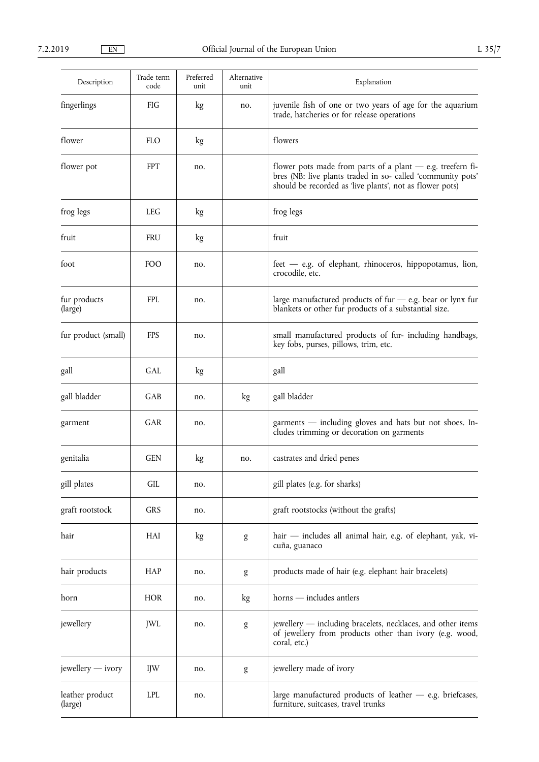| Description | Trade term code | Preferred unit | Alternative unit | Explanation |
|---|---|---|---|---|
| fingerlings | FIG | kg | no. | juvenile fish of one or two years of age for the aquarium trade, hatcheries or for release operations |
| flower | FLO | kg | | flowers |
| flower pot | FPT | no. | | flower pots made from parts of a plant — e.g. treefern fibres (NB: live plants traded in so- called 'community pots' should be recorded as 'live plants', not as flower pots) |
| frog legs | LEG | kg | | frog legs |
| fruit | FRU | kg | | fruit |
| foot | FOO | no. | | feet — e.g. of elephant, rhinoceros, hippopotamus, lion, crocodile, etc. |
| fur products (large) | FPL | no. | | large manufactured products of fur — e.g. bear or lynx fur blankets or other fur products of a substantial size. |
| fur product (small) | FPS | no. | | small manufactured products of fur- including handbags, key fobs, purses, pillows, trim, etc. |
| gall | GAL | kg | | gall |
| gall bladder | GAB | no. | kg | gall bladder |
| garment | GAR | no. | | garments — including gloves and hats but not shoes. Includes trimming or decoration on garments |
| genitalia | GEN | kg | no. | castrates and dried penes |
| gill plates | GIL | no. | | gill plates (e.g. for sharks) |
| graft rootstock | GRS | no. | | graft rootstocks (without the grafts) |
| hair | HAI | kg | g | hair — includes all animal hair, e.g. of elephant, yak, vicuña, guanaco |
| hair products | HAP | no. | g | products made of hair (e.g. elephant hair bracelets) |
| horn | HOR | no. | kg | horns — includes antlers |
| jewellery | JWL | no. | g | jewellery — including bracelets, necklaces, and other items of jewellery from products other than ivory (e.g. wood, coral, etc.) |
| jewellery — ivory | IJW | no. | g | jewellery made of ivory |
| leather product (large) | LPL | no. | | large manufactured products of leather — e.g. briefcases, furniture, suitcases, travel trunks |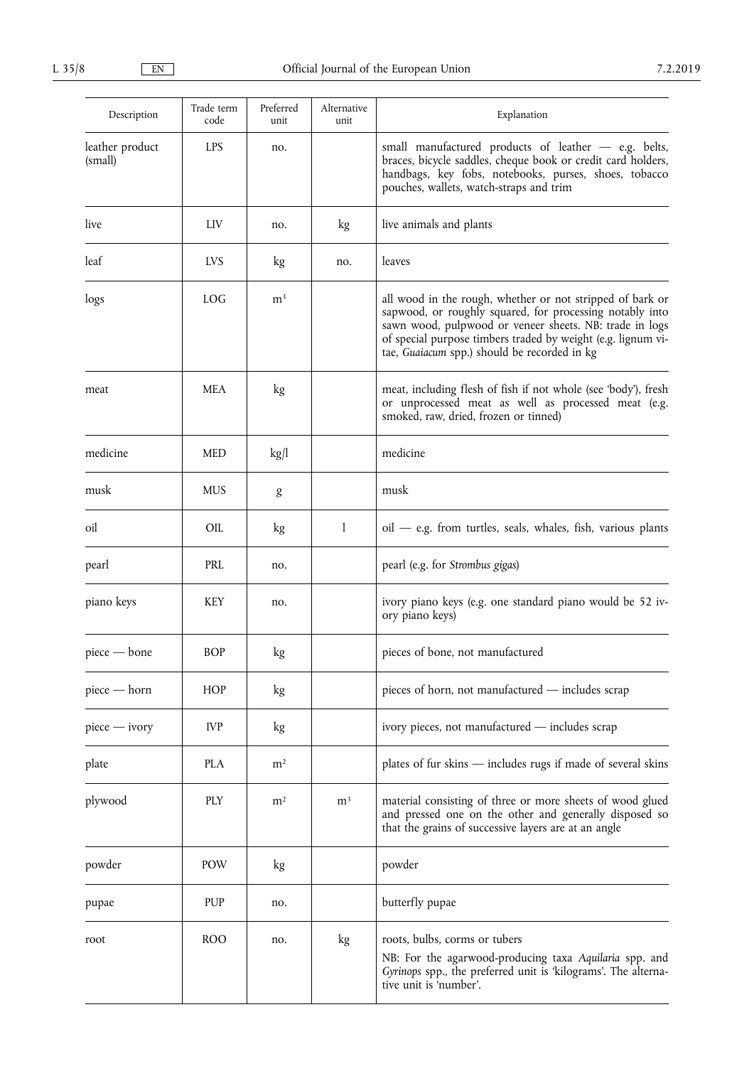| Description | Trade term code | Preferred unit | Alternative unit | Explanation |
| --- | --- | --- | --- | --- |
| leather product (small) | LPS | no. | | small manufactured products of leather — e.g. belts, braces, bicycle saddles, cheque book or credit card holders, handbags, key fobs, notebooks, purses, shoes, tobacco pouches, wallets, watch-straps and trim |
| live | LIV | no. | kg | live animals and plants |
| leaf | LVS | kg | no. | leaves |
| logs | LOG | $m^3$ | | all wood in the rough, whether or not stripped of bark or sapwood, or roughly squared, for processing notably into sawn wood, pulpwood or veneer sheets. NB: trade in logs of special purpose timbers traded by weight (e.g. lignum vitae, *Guaiacum* spp.) should be recorded in kg |
| meat | MEA | kg | | meat, including flesh of fish if not whole (see 'body'), fresh or unprocessed meat as well as processed meat (e.g. smoked, raw, dried, frozen or tinned) |
| medicine | MED | kg/l | | medicine |
| musk | MUS | g | | musk |
| oil | OIL | kg | l | oil — e.g. from turtles, seals, whales, fish, various plants |
| pearl | PRL | no. | | pearl (e.g. for *Strombus gigas*) |
| piano keys | KEY | no. | | ivory piano keys (e.g. one standard piano would be 52 ivory piano keys) |
| piece — bone | BOP | kg | | pieces of bone, not manufactured |
| piece — horn | HOP | kg | | pieces of horn, not manufactured — includes scrap |
| piece — ivory | IVP | kg | | ivory pieces, not manufactured — includes scrap |
| plate | PLA | $m^2$ | | plates of fur skins — includes rugs if made of several skins |
| plywood | PLY | $m^2$ | $m^3$ | material consisting of three or more sheets of wood glued and pressed one on the other and generally disposed so that the grains of successive layers are at an angle |
| powder | POW | kg | | powder |
| pupae | PUP | no. | | butterfly pupae |
| root | ROO | no. | kg | roots, bulbs, corms or tubers<br>NB: For the agarwood-producing taxa *Aquilaria* spp. and *Gyrinops* spp., the preferred unit is 'kilograms'. The alternative unit is 'number'. |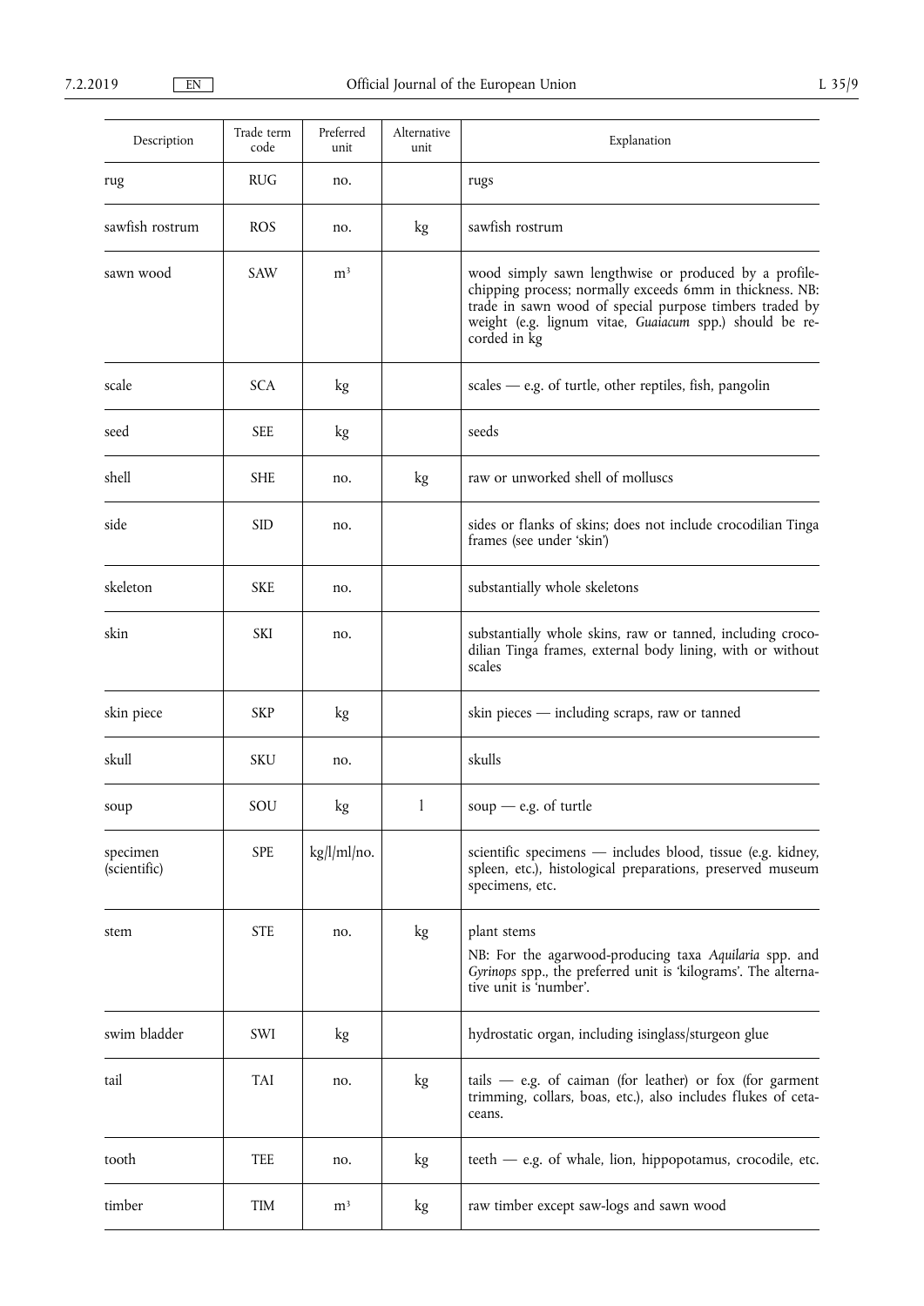| Description | Trade term code | Preferred unit | Alternative unit | Explanation |
|---|---|---|---|---|
| rug | RUG | no. | | rugs |
| sawfish rostrum | ROS | no. | kg | sawfish rostrum |
| sawn wood | SAW | $m^3$ | | wood simply sawn lengthwise or produced by a profile-chipping process; normally exceeds 6mm in thickness. NB: trade in sawn wood of special purpose timbers traded by weight (e.g. lignum vitae, *Guaiacum* spp.) should be recorded in kg |
| scale | SCA | kg | | scales — e.g. of turtle, other reptiles, fish, pangolin |
| seed | SEE | kg | | seeds |
| shell | SHE | no. | kg | raw or unworked shell of molluscs |
| side | SID | no. | | sides or flanks of skins; does not include crocodilian Tinga frames (see under 'skin') |
| skeleton | SKE | no. | | substantially whole skeletons |
| skin | SKI | no. | | substantially whole skins, raw or tanned, including crocodilian Tinga frames, external body lining, with or without scales |
| skin piece | SKP | kg | | skin pieces — including scraps, raw or tanned |
| skull | SKU | no. | | skulls |
| soup | SOU | kg | l | soup — e.g. of turtle |
| specimen (scientific) | SPE | kg/l/ml/no. | | scientific specimens — includes blood, tissue (e.g. kidney, spleen, etc.), histological preparations, preserved museum specimens, etc. |
| stem | STE | no. | kg | plant stems<br>NB: For the agarwood-producing taxa *Aquilaria* spp. and *Gyrinops* spp., the preferred unit is 'kilograms'. The alternative unit is 'number'. |
| swim bladder | SWI | kg | | hydrostatic organ, including isinglass/sturgeon glue |
| tail | TAI | no. | kg | tails — e.g. of caiman (for leather) or fox (for garment trimming, collars, boas, etc.), also includes flukes of cetaceans. |
| tooth | TEE | no. | kg | teeth — e.g. of whale, lion, hippopotamus, crocodile, etc. |
| timber | TIM | $m^3$ | kg | raw timber except saw-logs and sawn wood |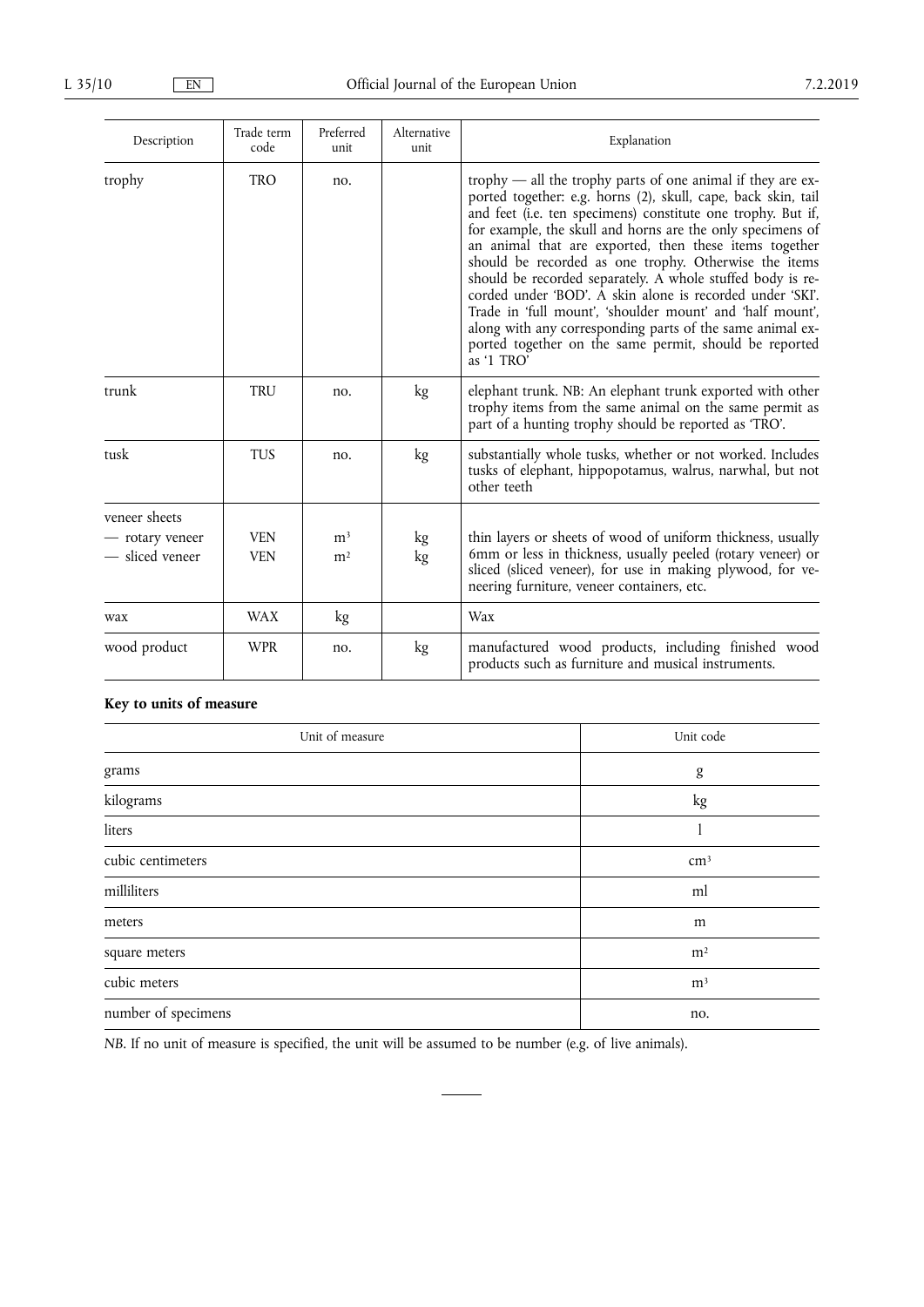| Description | Trade term code | Preferred unit | Alternative unit | Explanation |
|---|---|---|---|---|
| trophy | TRO | no. | | trophy — all the trophy parts of one animal if they are exported together: e.g. horns (2), skull, cape, back skin, tail and feet (i.e. ten specimens) constitute one trophy. But if, for example, the skull and horns are the only specimens of an animal that are exported, then these items together should be recorded as one trophy. Otherwise the items should be recorded separately. A whole stuffed body is recorded under 'BOD'. A skin alone is recorded under 'SKI'. Trade in 'full mount', 'shoulder mount' and 'half mount', along with any corresponding parts of the same animal exported together on the same permit, should be reported as '1 TRO' |
| trunk | TRU | no. | kg | elephant trunk. NB: An elephant trunk exported with other trophy items from the same animal on the same permit as part of a hunting trophy should be reported as 'TRO'. |
| tusk | TUS | no. | kg | substantially whole tusks, whether or not worked. Includes tusks of elephant, hippopotamus, walrus, narwhal, but not other teeth |
| veneer sheets<br>— rotary veneer<br>— sliced veneer | <br>VEN<br>VEN | <br>$m^3$<br>$m^2$ | <br>kg<br>kg | thin layers or sheets of wood of uniform thickness, usually 6mm or less in thickness, usually peeled (rotary veneer) or sliced (sliced veneer), for use in making plywood, for veneering furniture, veneer containers, etc. |
| wax | WAX | kg | | Wax |
| wood product | WPR | no. | kg | manufactured wood products, including finished wood products such as furniture and musical instruments. |

**Key to units of measure**

| Unit of measure | Unit code |
|---|---|
| grams | g |
| kilograms | kg |
| liters | l |
| cubic centimeters | $cm^3$ |
| milliliters | ml |
| meters | m |
| square meters | $m^2$ |
| cubic meters | $m^3$ |
| number of specimens | no. |

*NB*. If no unit of measure is specified, the unit will be assumed to be number (e.g. of live animals).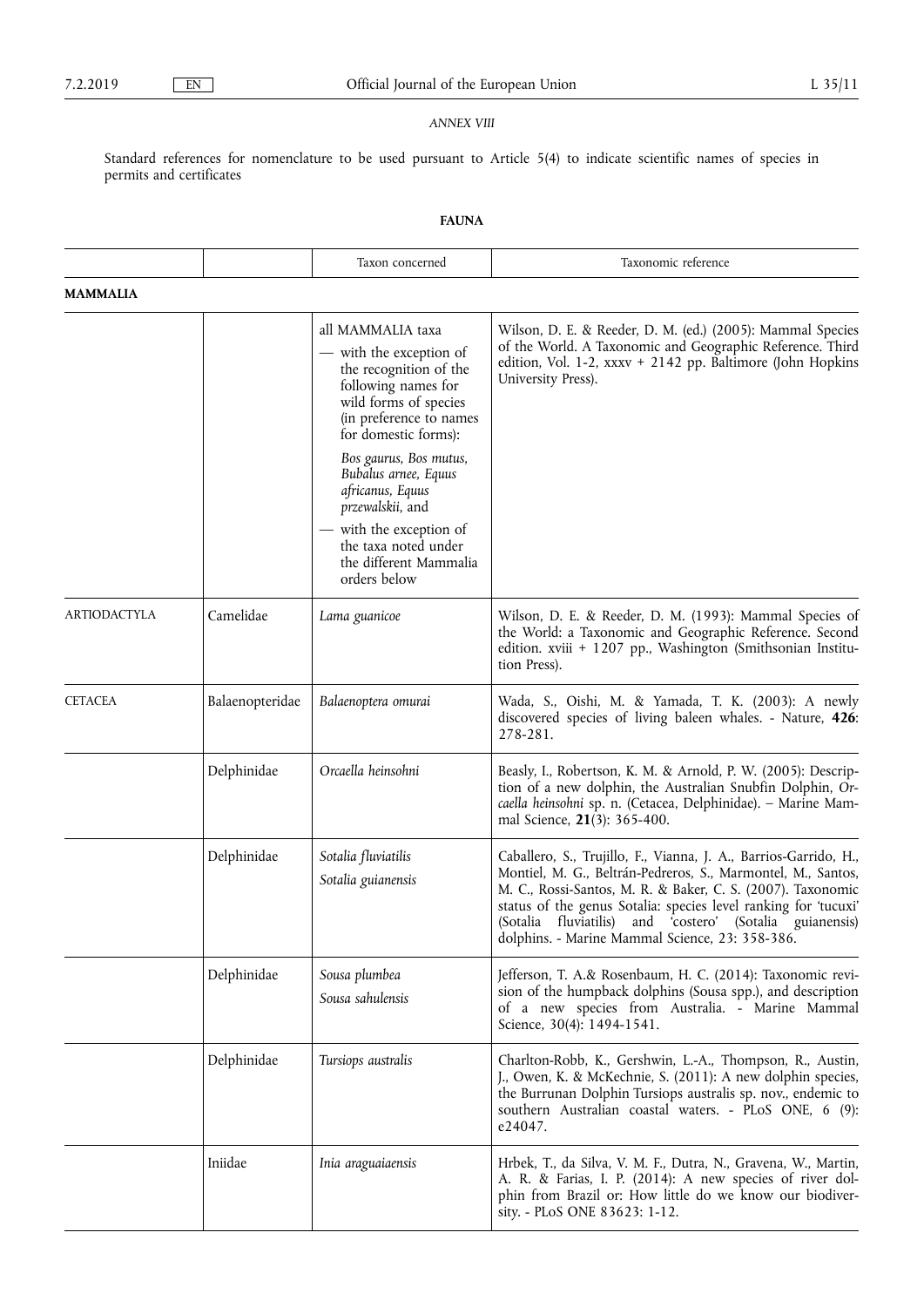*ANNEX VIII*

Standard references for nomenclature to be used pursuant to Article 5(4) to indicate scientific names of species in permits and certificates

**FAUNA**

| | | Taxon concerned | Taxonomic reference |
|---|---|---|---|
| **MAMMALIA** | | | |
| | | all MAMMALIA taxa<br>— with the exception of the recognition of the following names for wild forms of species (in preference to names for domestic forms):<br>*Bos gaurus, Bos mutus, Bubalus arnee, Equus africanus, Equus przewalskii*, and<br>— with the exception of the taxa noted under the different Mammalia orders below | Wilson, D. E. & Reeder, D. M. (ed.) (2005): Mammal Species of the World. A Taxonomic and Geographic Reference. Third edition, Vol. 1-2, xxxv + 2142 pp. Baltimore (John Hopkins University Press). |
| ARTIODACTYLA | Camelidae | *Lama guanicoe* | Wilson, D. E. & Reeder, D. M. (1993): Mammal Species of the World: a Taxonomic and Geographic Reference. Second edition. xviii + 1207 pp., Washington (Smithsonian Institution Press). |
| CETACEA | Balaenopteridae | *Balaenoptera omurai* | Wada, S., Oishi, M. & Yamada, T. K. (2003): A newly discovered species of living baleen whales. - Nature, **426**: 278-281. |
| | Delphinidae | *Orcaella heinsohni* | Beasly, I., Robertson, K. M. & Arnold, P. W. (2005): Description of a new dolphin, the Australian Snubfin Dolphin, *Orcaella heinsohni* sp. n. (Cetacea, Delphinidae). – Marine Mammal Science, **21**(3): 365-400. |
| | Delphinidae | *Sotalia fluviatilis*<br>*Sotalia guianensis* | Caballero, S., Trujillo, F., Vianna, J. A., Barrios-Garrido, H., Montiel, M. G., Beltrán-Pedreros, S., Marmontel, M., Santos, M. C., Rossi-Santos, M. R. & Baker, C. S. (2007). Taxonomic status of the genus Sotalia: species level ranking for 'tucuxi' (Sotalia fluviatilis) and 'costero' (Sotalia guianensis) dolphins. - Marine Mammal Science, 23: 358-386. |
| | Delphinidae | *Sousa plumbea*<br>*Sousa sahulensis* | Jefferson, T. A.& Rosenbaum, H. C. (2014): Taxonomic revision of the humpback dolphins (Sousa spp.), and description of a new species from Australia. - Marine Mammal Science, 30(4): 1494-1541. |
| | Delphinidae | *Tursiops australis* | Charlton-Robb, K., Gershwin, L.-A., Thompson, R., Austin, J., Owen, K. & McKechnie, S. (2011): A new dolphin species, the Burrunan Dolphin Tursiops australis sp. nov., endemic to southern Australian coastal waters. - PLoS ONE, 6 (9): e24047. |
| | Iniidae | *Inia araguaiaensis* | Hrbek, T., da Silva, V. M. F., Dutra, N., Gravena, W., Martin, A. R. & Farias, I. P. (2014): A new species of river dolphin from Brazil or: How little do we know our biodiversity. - PLoS ONE 83623: 1-12. |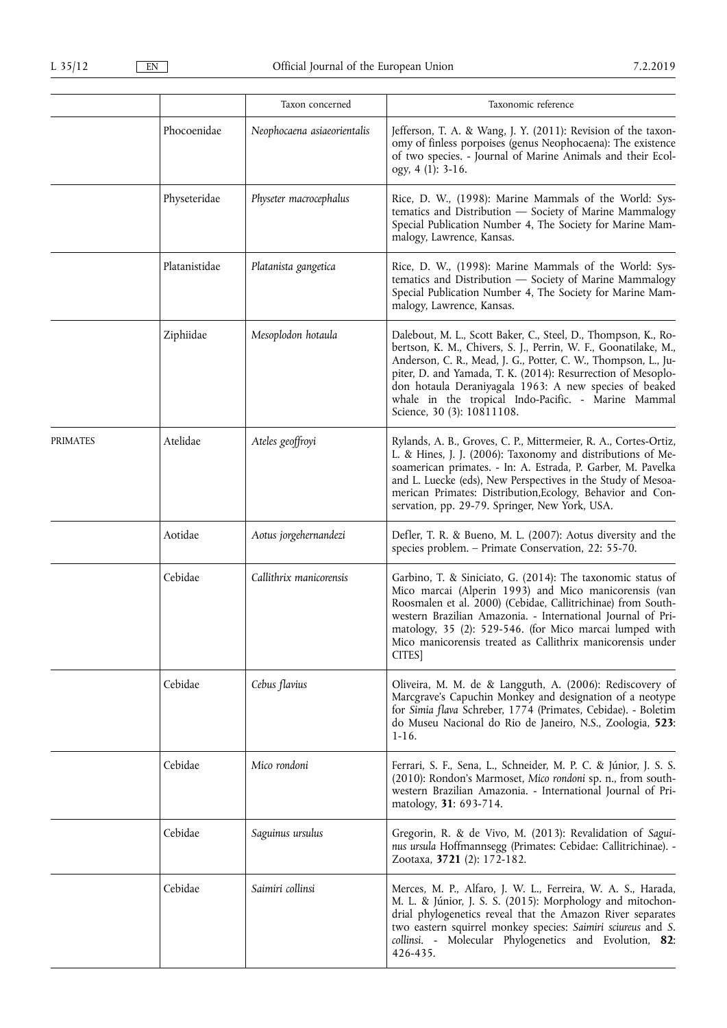| | | Taxon concerned | Taxonomic reference |
|---|---|---|---|
| | Phocoenidae | *Neophocaena asiaeorientalis* | Jefferson, T. A. & Wang, J. Y. (2011): Revision of the taxonomy of finless porpoises (genus Neophocaena): The existence of two species. - Journal of Marine Animals and their Ecology, 4 (1): 3-16. |
| | Physeteridae | *Physeter macrocephalus* | Rice, D. W., (1998): Marine Mammals of the World: Systematics and Distribution — Society of Marine Mammalogy Special Publication Number 4, The Society for Marine Mammalogy, Lawrence, Kansas. |
| | Platanistidae | *Platanista gangetica* | Rice, D. W., (1998): Marine Mammals of the World: Systematics and Distribution — Society of Marine Mammalogy Special Publication Number 4, The Society for Marine Mammalogy, Lawrence, Kansas. |
| | Ziphiidae | *Mesoplodon hotaula* | Dalebout, M. L., Scott Baker, C., Steel, D., Thompson, K., Robertson, K. M., Chivers, S. J., Perrin, W. F., Goonatilake, M., Anderson, C. R., Mead, J. G., Potter, C. W., Thompson, L., Jupiter, D. and Yamada, T. K. (2014): Resurrection of Mesoplodon hotaula Deraniyagala 1963: A new species of beaked whale in the tropical Indo-Pacific. - Marine Mammal Science, 30 (3): 10811108. |
| PRIMATES | Atelidae | *Ateles geoffroyi* | Rylands, A. B., Groves, C. P., Mittermeier, R. A., Cortes-Ortiz, L. & Hines, J. J. (2006): Taxonomy and distributions of Mesoamerican primates. - In: A. Estrada, P. Garber, M. Pavelka and L. Luecke (eds), New Perspectives in the Study of Mesoamerican Primates: Distribution,Ecology, Behavior and Conservation, pp. 29-79. Springer, New York, USA. |
| | Aotidae | *Aotus jorgehernandezi* | Defler, T. R. & Bueno, M. L. (2007): Aotus diversity and the species problem. – Primate Conservation, 22: 55-70. |
| | Cebidae | *Callithrix manicorensis* | Garbino, T. & Siniciato, G. (2014): The taxonomic status of Mico marcai (Alperin 1993) and Mico manicorensis (van Roosmalen et al. 2000) (Cebidae, Callitrichinae) from Southwestern Brazilian Amazonia. - International Journal of Primatology, 35 (2): 529-546. (for Mico marcai lumped with Mico manicorensis treated as Callithrix manicorensis under CITES] |
| | Cebidae | *Cebus flavius* | Oliveira, M. M. de & Langguth, A. (2006): Rediscovery of Marcgrave's Capuchin Monkey and designation of a neotype for *Simia flava* Schreber, 1774 (Primates, Cebidae). - Boletim do Museu Nacional do Rio de Janeiro, N.S., Zoologia, **523**: 1-16. |
| | Cebidae | *Mico rondoni* | Ferrari, S. F., Sena, L., Schneider, M. P. C. & Júnior, J. S. S. (2010): Rondon's Marmoset, *Mico rondoni* sp. n., from southwestern Brazilian Amazonia. - International Journal of Primatology, **31**: 693-714. |
| | Cebidae | *Saguinus ursulus* | Gregorin, R. & de Vivo, M. (2013): Revalidation of *Saguinus ursula* Hoffmannsegg (Primates: Cebidae: Callitrichinae). - Zootaxa, **3721** (2): 172-182. |
| | Cebidae | *Saimiri collinsi* | Merces, M. P., Alfaro, J. W. L., Ferreira, W. A. S., Harada, M. L. & Júnior, J. S. S. (2015): Morphology and mitochondrial phylogenetics reveal that the Amazon River separates two eastern squirrel monkey species: *Saimiri sciureus* and *S. collinsi*. - Molecular Phylogenetics and Evolution, **82**: 426-435. |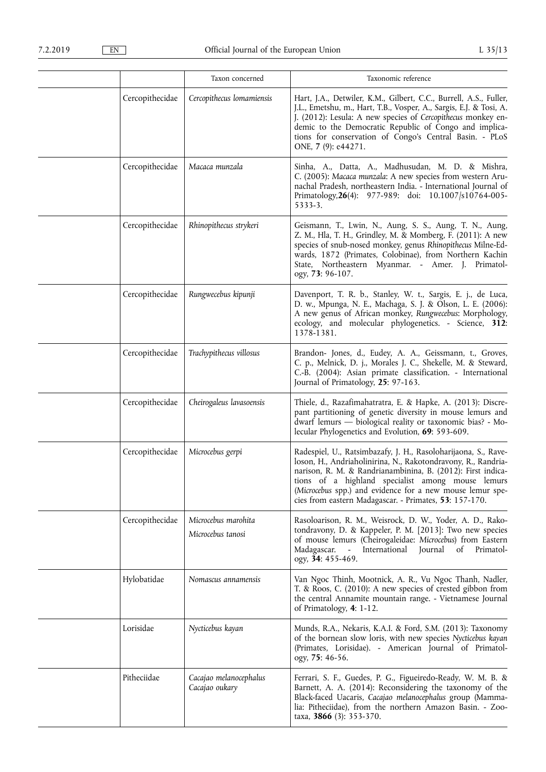| | | Taxon concerned | Taxonomic reference |
|---|---|---|---|
| | Cercopithecidae | *Cercopithecus lomamiensis* | Hart, J.A., Detwiler, K.M., Gilbert, C.C., Burrell, A.S., Fuller, J.L., Emetshu, m., Hart, T.B., Vosper, A., Sargis, E.J. & Tosi, A. J. (2012): Lesula: A new species of *Cercopithecus* monkey endemic to the Democratic Republic of Congo and implications for conservation of Congo's Central Basin. - PLoS ONE, **7** (9): e44271. |
| | Cercopithecidae | *Macaca munzala* | Sinha, A., Datta, A., Madhusudan, M. D. & Mishra, C. (2005): *Macaca munzala*: A new species from western Arunachal Pradesh, northeastern India. - International Journal of Primatology,**26**(4): 977-989: doi: 10.1007/s10764-005-5333-3. |
| | Cercopithecidae | *Rhinopithecus strykeri* | Geismann, T., Lwin, N., Aung, S. S., Aung, T. N., Aung, Z. M., Hla, T. H., Grindley, M. & Momberg, F. (2011): A new species of snub-nosed monkey, genus *Rhinopithecus* Milne-Edwards, 1872 (Primates, Colobinae), from Northern Kachin State, Northeastern Myanmar. - Amer. J. Primatology, **73**: 96-107. |
| | Cercopithecidae | *Rungwecebus kipunji* | Davenport, T. R. b., Stanley, W. t., Sargis, E. j., de Luca, D. w., Mpunga, N. E., Machaga, S. J. & Olson, L. E. (2006): A new genus of African monkey, *Rungwecebus*: Morphology, ecology, and molecular phylogenetics. - Science, **312**: 1378-1381. |
| | Cercopithecidae | *Trachypithecus villosus* | Brandon- Jones, d., Eudey, A. A., Geissmann, t., Groves, C. p., Melnick, D. j., Morales J. C., Shekelle, M. & Steward, C.-B. (2004): Asian primate classification. - International Journal of Primatology, **25**: 97-163. |
| | Cercopithecidae | *Cheirogaleus lavasoensis* | Thiele, d., Razafimahatratra, E. & Hapke, A. (2013): Discrepant partitioning of genetic diversity in mouse lemurs and dwarf lemurs — biological reality or taxonomic bias? - Molecular Phylogenetics and Evolution, **69**: 593-609. |
| | Cercopithecidae | *Microcebus gerpi* | Radespiel, U., Ratsimbazafy, J. H., Rasoloharijaona, S., Raveloson, H., Andriaholinirina, N., Rakotondravony, R., Randrianarison, R. M. & Randrianambinina, B. (2012): First indications of a highland specialist among mouse lemurs (*Microcebus* spp.) and evidence for a new mouse lemur species from eastern Madagascar. - Primates, **53**: 157-170. |
| | Cercopithecidae | *Microcebus marohita*<br>*Microcebus tanosi* | Rasoloarison, R. M., Weisrock, D. W., Yoder, A. D., Rakotondravony, D. & Kappeler, P. M. [2013]: Two new species of mouse lemurs (Cheirogaleidae: *Microcebus*) from Eastern Madagascar. - International Journal of Primatology, **34**: 455-469. |
| | Hylobatidae | *Nomascus annamensis* | Van Ngoc Thinh, Mootnick, A. R., Vu Ngoc Thanh, Nadler, T. & Roos, C. (2010): A new species of crested gibbon from the central Annamite mountain range. - Vietnamese Journal of Primatology, **4**: 1-12. |
| | Lorisidae | *Nycticebus kayan* | Munds, R.A., Nekaris, K.A.I. & Ford, S.M. (2013): Taxonomy of the bornean slow loris, with new species *Nycticebus kayan* (Primates, Lorisidae). - American Journal of Primatology, **75**: 46-56. |
| | Pitheciidae | *Cacajao melanocephalus*<br>*Cacajao oukary* | Ferrari, S. F., Guedes, P. G., Figueiredo-Ready, W. M. B. & Barnett, A. A. (2014): Reconsidering the taxonomy of the Black-faced Uacaris, *Cacajao melanocephalus* group (Mammalia: Pitheciidae), from the northern Amazon Basin. - Zootaxa, **3866** (3): 353-370. |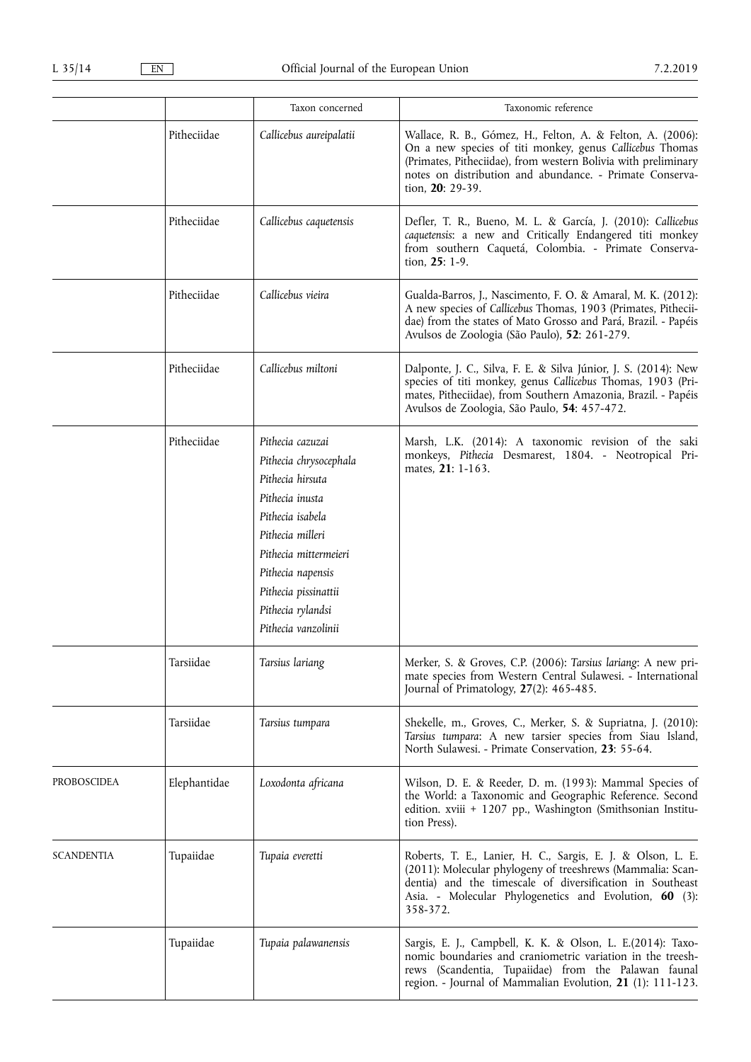| | | Taxon concerned | Taxonomic reference |
|---|---|---|---|
| | Pitheciidae | *Callicebus aureipalatii* | Wallace, R. B., Gómez, H., Felton, A. & Felton, A. (2006): On a new species of titi monkey, genus *Callicebus* Thomas (Primates, Pitheciidae), from western Bolivia with preliminary notes on distribution and abundance. - Primate Conservation, **20**: 29-39. |
| | Pitheciidae | *Callicebus caquetensis* | Defler, T. R., Bueno, M. L. & García, J. (2010): *Callicebus caquetensis*: a new and Critically Endangered titi monkey from southern Caquetá, Colombia. - Primate Conservation, **25**: 1-9. |
| | Pitheciidae | *Callicebus vieira* | Gualda-Barros, J., Nascimento, F. O. & Amaral, M. K. (2012): A new species of *Callicebus* Thomas, 1903 (Primates, Pitheciidae) from the states of Mato Grosso and Pará, Brazil. - Papéis Avulsos de Zoologia (São Paulo), **52**: 261-279. |
| | Pitheciidae | *Callicebus miltoni* | Dalponte, J. C., Silva, F. E. & Silva Júnior, J. S. (2014): New species of titi monkey, genus *Callicebus* Thomas, 1903 (Primates, Pitheciidae), from Southern Amazonia, Brazil. - Papéis Avulsos de Zoologia, São Paulo, **54**: 457-472. |
| | Pitheciidae | *Pithecia cazuzai*<br>*Pithecia chrysocephala*<br>*Pithecia hirsuta*<br>*Pithecia inusta*<br>*Pithecia isabela*<br>*Pithecia milleri*<br>*Pithecia mittermeieri*<br>*Pithecia napensis*<br>*Pithecia pissinattii*<br>*Pithecia rylandsi*<br>*Pithecia vanzolinii* | Marsh, L.K. (2014): A taxonomic revision of the saki monkeys, *Pithecia* Desmarest, 1804. - Neotropical Primates, **21**: 1-163. |
| | Tarsiidae | *Tarsius lariang* | Merker, S. & Groves, C.P. (2006): *Tarsius lariang*: A new primate species from Western Central Sulawesi. - International Journal of Primatology, **27**(2): 465-485. |
| | Tarsiidae | *Tarsius tumpara* | Shekelle, m., Groves, C., Merker, S. & Supriatna, J. (2010): *Tarsius tumpara*: A new tarsier species from Siau Island, North Sulawesi. - Primate Conservation, **23**: 55-64. |
| PROBOSCIDEA | Elephantidae | *Loxodonta africana* | Wilson, D. E. & Reeder, D. m. (1993): Mammal Species of the World: a Taxonomic and Geographic Reference. Second edition. xviii + 1207 pp., Washington (Smithsonian Institution Press). |
| SCANDENTIA | Tupaiidae | *Tupaia everetti* | Roberts, T. E., Lanier, H. C., Sargis, E. J. & Olson, L. E. (2011): Molecular phylogeny of treeshrews (Mammalia: Scandentia) and the timescale of diversification in Southeast Asia. - Molecular Phylogenetics and Evolution, **60** (3): 358-372. |
| | Tupaiidae | *Tupaia palawanensis* | Sargis, E. J., Campbell, K. K. & Olson, L. E.(2014): Taxonomic boundaries and craniometric variation in the treeshrews (Scandentia, Tupaiidae) from the Palawan faunal region. - Journal of Mammalian Evolution, **21** (1): 111-123. |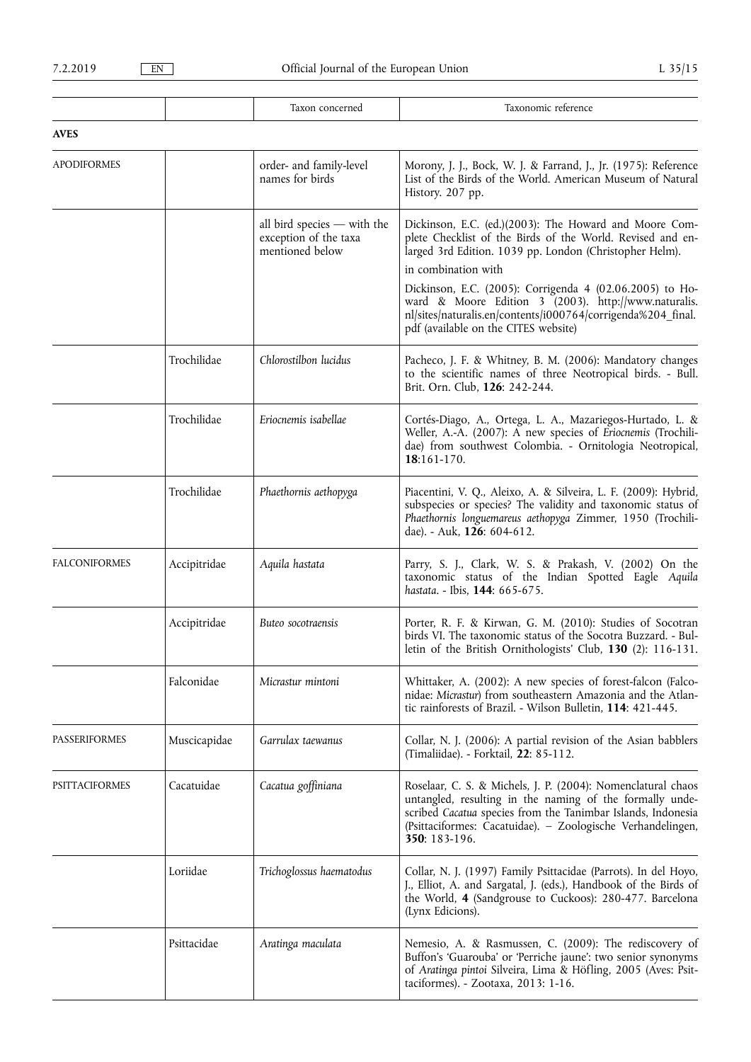| | | Taxon concerned | Taxonomic reference |
|---|---|---|---|
| **AVES** | | | |
| APODIFORMES | | order- and family-level names for birds | Morony, J. J., Bock, W. J. & Farrand, J., Jr. (1975): Reference List of the Birds of the World. American Museum of Natural History. 207 pp. |
| | | all bird species — with the exception of the taxa mentioned below | Dickinson, E.C. (ed.)(2003): The Howard and Moore Complete Checklist of the Birds of the World. Revised and enlarged 3rd Edition. 1039 pp. London (Christopher Helm).<br>in combination with<br>Dickinson, E.C. (2005): Corrigenda 4 (02.06.2005) to Howard & Moore Edition 3 (2003). http://www.naturalis.nl/sites/naturalis.en/contents/i000764/corrigenda%204_final.pdf (available on the CITES website) |
| | Trochilidae | *Chlorostilbon lucidus* | Pacheco, J. F. & Whitney, B. M. (2006): Mandatory changes to the scientific names of three Neotropical birds. - Bull. Brit. Orn. Club, **126**: 242-244. |
| | Trochilidae | *Eriocnemis isabellae* | Cortés-Diago, A., Ortega, L. A., Mazariegos-Hurtado, L. & Weller, A.-A. (2007): A new species of *Eriocnemis* (Trochilidae) from southwest Colombia. - Ornitologia Neotropical, **18**:161-170. |
| | Trochilidae | *Phaethornis aethopyga* | Piacentini, V. Q., Aleixo, A. & Silveira, L. F. (2009): Hybrid, subspecies or species? The validity and taxonomic status of *Phaethornis longuemareus aethopyga* Zimmer, 1950 (Trochilidae). - Auk, **126**: 604-612. |
| FALCONIFORMES | Accipitridae | *Aquila hastata* | Parry, S. J., Clark, W. S. & Prakash, V. (2002) On the taxonomic status of the Indian Spotted Eagle *Aquila hastata*. - Ibis, **144**: 665-675. |
| | Accipitridae | *Buteo socotraensis* | Porter, R. F. & Kirwan, G. M. (2010): Studies of Socotran birds VI. The taxonomic status of the Socotra Buzzard. - Bulletin of the British Ornithologists' Club, **130** (2): 116-131. |
| | Falconidae | *Micrastur mintoni* | Whittaker, A. (2002): A new species of forest-falcon (Falconidae: *Micrastur*) from southeastern Amazonia and the Atlantic rainforests of Brazil. - Wilson Bulletin, **114**: 421-445. |
| PASSERIFORMES | Muscicapidae | *Garrulax taewanus* | Collar, N. J. (2006): A partial revision of the Asian babblers (Timaliidae). - Forktail, **22**: 85-112. |
| PSITTACIFORMES | Cacatuidae | *Cacatua goffiniana* | Roselaar, C. S. & Michels, J. P. (2004): Nomenclatural chaos untangled, resulting in the naming of the formally undescribed *Cacatua* species from the Tanimbar Islands, Indonesia (Psittaciformes: Cacatuidae). – Zoologische Verhandelingen, **350**: 183-196. |
| | Loriidae | *Trichoglossus haematodus* | Collar, N. J. (1997) Family Psittacidae (Parrots). In del Hoyo, J., Elliot, A. and Sargatal, J. (eds.), Handbook of the Birds of the World, **4** (Sandgrouse to Cuckoos): 280-477. Barcelona (Lynx Edicions). |
| | Psittacidae | *Aratinga maculata* | Nemesio, A. & Rasmussen, C. (2009): The rediscovery of Buffon's 'Guarouba' or 'Perriche jaune': two senior synonyms of *Aratinga pintoi* Silveira, Lima & Höfling, 2005 (Aves: Psittaciformes). - Zootaxa, 2013: 1-16. |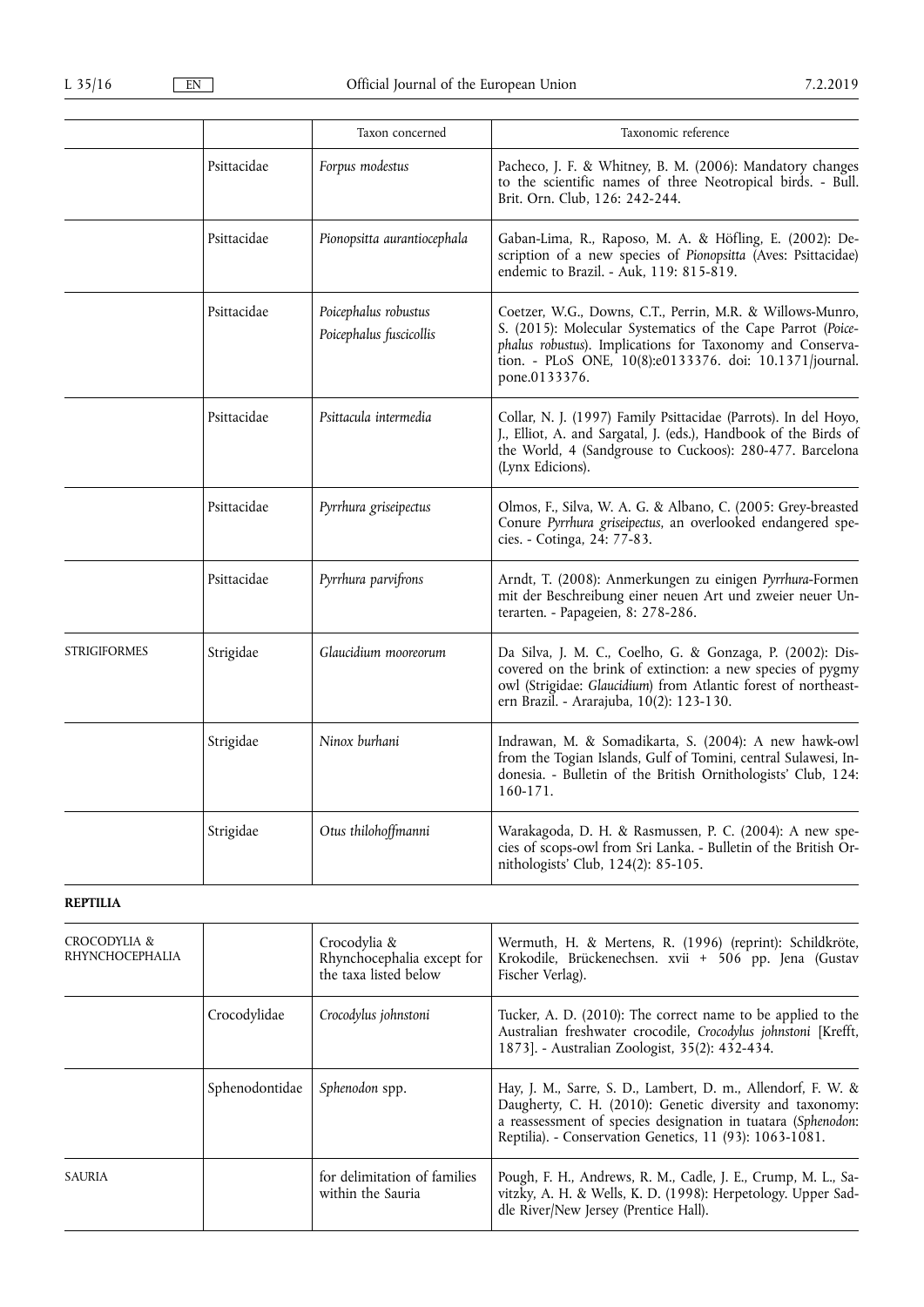| | | Taxon concerned | Taxonomic reference |
|---|---|---|---|
| | Psittacidae | *Forpus modestus* | Pacheco, J. F. & Whitney, B. M. (2006): Mandatory changes to the scientific names of three Neotropical birds. - Bull. Brit. Orn. Club, 126: 242-244. |
| | Psittacidae | *Pionopsitta aurantiocephala* | Gaban-Lima, R., Raposo, M. A. & Höfling, E. (2002): Description of a new species of *Pionopsitta* (Aves: Psittacidae) endemic to Brazil. - Auk, 119: 815-819. |
| | Psittacidae | *Poicephalus robustus*<br>*Poicephalus fuscicollis* | Coetzer, W.G., Downs, C.T., Perrin, M.R. & Willows-Munro, S. (2015): Molecular Systematics of the Cape Parrot (*Poicephalus robustus*). Implications for Taxonomy and Conservation. - PLoS ONE, 10(8):e0133376. doi: 10.1371/journal.pone.0133376. |
| | Psittacidae | *Psittacula intermedia* | Collar, N. J. (1997) Family Psittacidae (Parrots). In del Hoyo, J., Elliot, A. and Sargatal, J. (eds.), Handbook of the Birds of the World, 4 (Sandgrouse to Cuckoos): 280-477. Barcelona (Lynx Edicions). |
| | Psittacidae | *Pyrrhura griseipectus* | Olmos, F., Silva, W. A. G. & Albano, C. (2005: Grey-breasted Conure *Pyrrhura griseipectus*, an overlooked endangered species. - Cotinga, 24: 77-83. |
| | Psittacidae | *Pyrrhura parvifrons* | Arndt, T. (2008): Anmerkungen zu einigen *Pyrrhura*-Formen mit der Beschreibung einer neuen Art und zweier neuer Unterarten. - Papageien, 8: 278-286. |
| STRIGIFORMES | Strigidae | *Glaucidium mooreorum* | Da Silva, J. M. C., Coelho, G. & Gonzaga, P. (2002): Discovered on the brink of extinction: a new species of pygmy owl (Strigidae: *Glaucidium*) from Atlantic forest of northeastern Brazil. - Ararajuba, 10(2): 123-130. |
| | Strigidae | *Ninox burhani* | Indrawan, M. & Somadikarta, S. (2004): A new hawk-owl from the Togian Islands, Gulf of Tomini, central Sulawesi, Indonesia. - Bulletin of the British Ornithologists' Club, 124: 160-171. |
| | Strigidae | *Otus thilohoffmanni* | Warakagoda, D. H. & Rasmussen, P. C. (2004): A new species of scops-owl from Sri Lanka. - Bulletin of the British Ornithologists' Club, 124(2): 85-105. |

**REPTILIA**

| | | | |
|---|---|---|---|
| CROCODYLIA & RHYNCHOCEPHALIA | | Crocodylia & Rhynchocephalia except for the taxa listed below | Wermuth, H. & Mertens, R. (1996) (reprint): Schildkröte, Krokodile, Brückenechsen. xvii + 506 pp. Jena (Gustav Fischer Verlag). |
| | Crocodylidae | *Crocodylus johnstoni* | Tucker, A. D. (2010): The correct name to be applied to the Australian freshwater crocodile, *Crocodylus johnstoni* [Krefft, 1873]. - Australian Zoologist, 35(2): 432-434. |
| | Sphenodontidae | *Sphenodon* spp. | Hay, J. M., Sarre, S. D., Lambert, D. m., Allendorf, F. W. & Daugherty, C. H. (2010): Genetic diversity and taxonomy: a reassessment of species designation in tuatara (*Sphenodon*: Reptilia). - Conservation Genetics, 11 (93): 1063-1081. |
| SAURIA | | for delimitation of families within the Sauria | Pough, F. H., Andrews, R. M., Cadle, J. E., Crump, M. L., Savitzky, A. H. & Wells, K. D. (1998): Herpetology. Upper Saddle River/New Jersey (Prentice Hall). |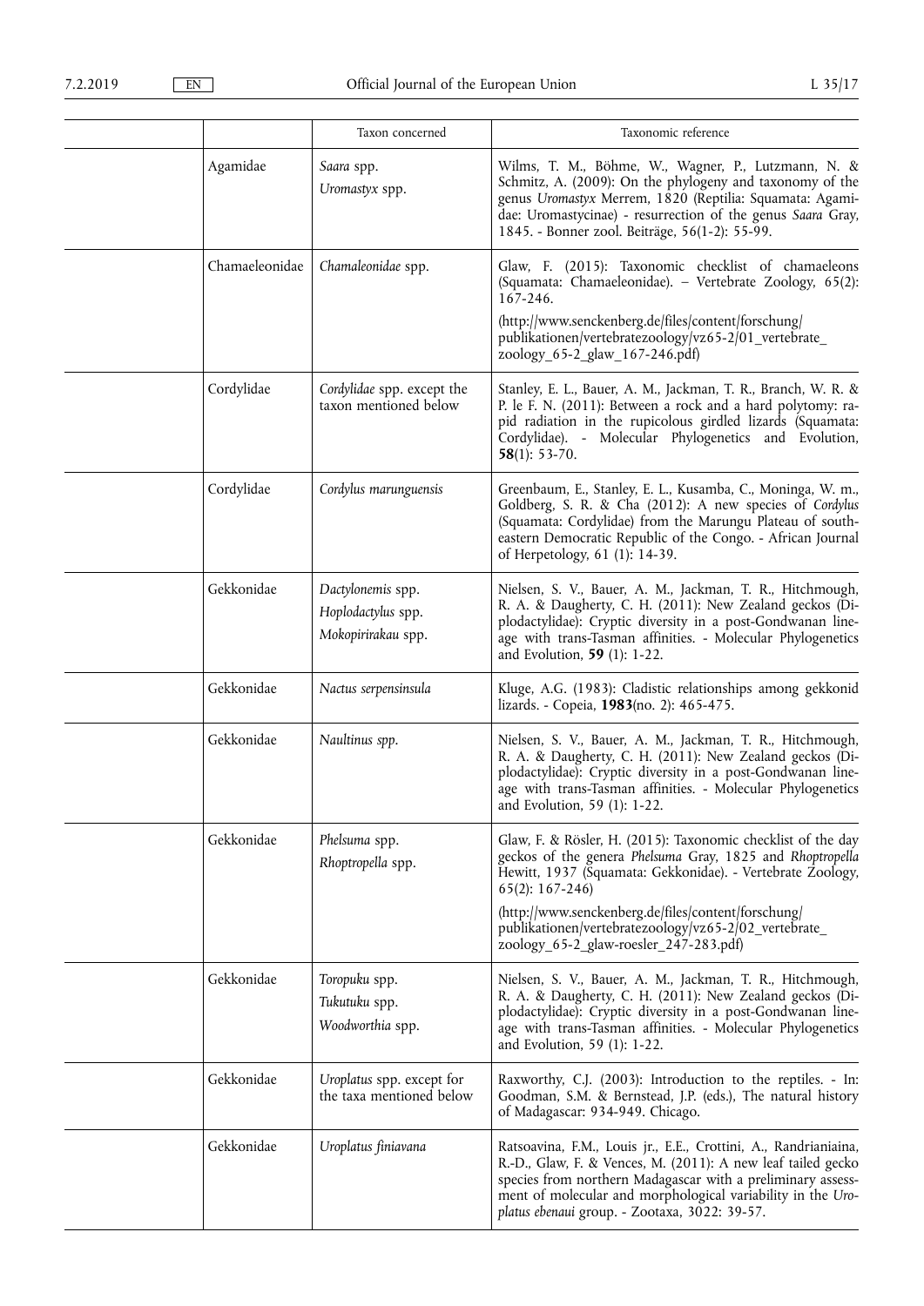|  |  | Taxon concerned | Taxonomic reference |
|---|---|---|---|
|  | Agamidae | *Saara* spp.<br>*Uromastyx* spp. | Wilms, T. M., Böhme, W., Wagner, P., Lutzmann, N. & Schmitz, A. (2009): On the phylogeny and taxonomy of the genus *Uromastyx* Merrem, 1820 (Reptilia: Squamata: Agamidae: Uromastycinae) - resurrection of the genus *Saara* Gray, 1845. - Bonner zool. Beiträge, 56(1-2): 55-99. |
|  | Chamaeleonidae | *Chamaleonidae* spp. | Glaw, F. (2015): Taxonomic checklist of chamaeleons (Squamata: Chamaeleonidae). – Vertebrate Zoology, 65(2): 167-246.<br>(http://www.senckenberg.de/files/content/forschung/publikationen/vertebratezoology/vz65-2/01_vertebrate_zoology_65-2_glaw_167-246.pdf) |
|  | Cordylidae | *Cordylidae* spp. except the taxon mentioned below | Stanley, E. L., Bauer, A. M., Jackman, T. R., Branch, W. R. & P. le F. N. (2011): Between a rock and a hard polytomy: rapid radiation in the rupicolous girdled lizards (Squamata: Cordylidae). - Molecular Phylogenetics and Evolution, **58**(1): 53-70. |
|  | Cordylidae | *Cordylus marunguensis* | Greenbaum, E., Stanley, E. L., Kusamba, C., Moninga, W. m., Goldberg, S. R. & Cha (2012): A new species of *Cordylus* (Squamata: Cordylidae) from the Marungu Plateau of southeastern Democratic Republic of the Congo. - African Journal of Herpetology, 61 (1): 14-39. |
|  | Gekkonidae | *Dactylonemis* spp.<br>*Hoplodactylus* spp.<br>*Mokopirirakau* spp. | Nielsen, S. V., Bauer, A. M., Jackman, T. R., Hitchmough, R. A. & Daugherty, C. H. (2011): New Zealand geckos (Diplodactylidae): Cryptic diversity in a post-Gondwanan lineage with trans-Tasman affinities. - Molecular Phylogenetics and Evolution, **59** (1): 1-22. |
|  | Gekkonidae | *Nactus serpensinsula* | Kluge, A.G. (1983): Cladistic relationships among gekkonid lizards. - Copeia, **1983**(no. 2): 465-475. |
|  | Gekkonidae | *Naultinus spp.* | Nielsen, S. V., Bauer, A. M., Jackman, T. R., Hitchmough, R. A. & Daugherty, C. H. (2011): New Zealand geckos (Diplodactylidae): Cryptic diversity in a post-Gondwanan lineage with trans-Tasman affinities. - Molecular Phylogenetics and Evolution, 59 (1): 1-22. |
|  | Gekkonidae | *Phelsuma* spp.<br>*Rhoptropella* spp. | Glaw, F. & Rösler, H. (2015): Taxonomic checklist of the day geckos of the genera *Phelsuma* Gray, 1825 and *Rhoptropella* Hewitt, 1937 (Squamata: Gekkonidae). - Vertebrate Zoology, 65(2): 167-246)<br>(http://www.senckenberg.de/files/content/forschung/publikationen/vertebratezoology/vz65-2/02_vertebrate_zoology_65-2_glaw-roesler_247-283.pdf) |
|  | Gekkonidae | *Toropuku* spp.<br>*Tukutuku* spp.<br>*Woodworthia* spp. | Nielsen, S. V., Bauer, A. M., Jackman, T. R., Hitchmough, R. A. & Daugherty, C. H. (2011): New Zealand geckos (Diplodactylidae): Cryptic diversity in a post-Gondwanan lineage with trans-Tasman affinities. - Molecular Phylogenetics and Evolution, 59 (1): 1-22. |
|  | Gekkonidae | *Uroplatus* spp. except for the taxa mentioned below | Raxworthy, C.J. (2003): Introduction to the reptiles. - In: Goodman, S.M. & Bernstead, J.P. (eds.), The natural history of Madagascar: 934-949. Chicago. |
|  | Gekkonidae | *Uroplatus finiavana* | Ratsoavina, F.M., Louis jr., E.E., Crottini, A., Randrianiaina, R.-D., Glaw, F. & Vences, M. (2011): A new leaf tailed gecko species from northern Madagascar with a preliminary assessment of molecular and morphological variability in the *Uroplatus ebenaui* group. - Zootaxa, 3022: 39-57. |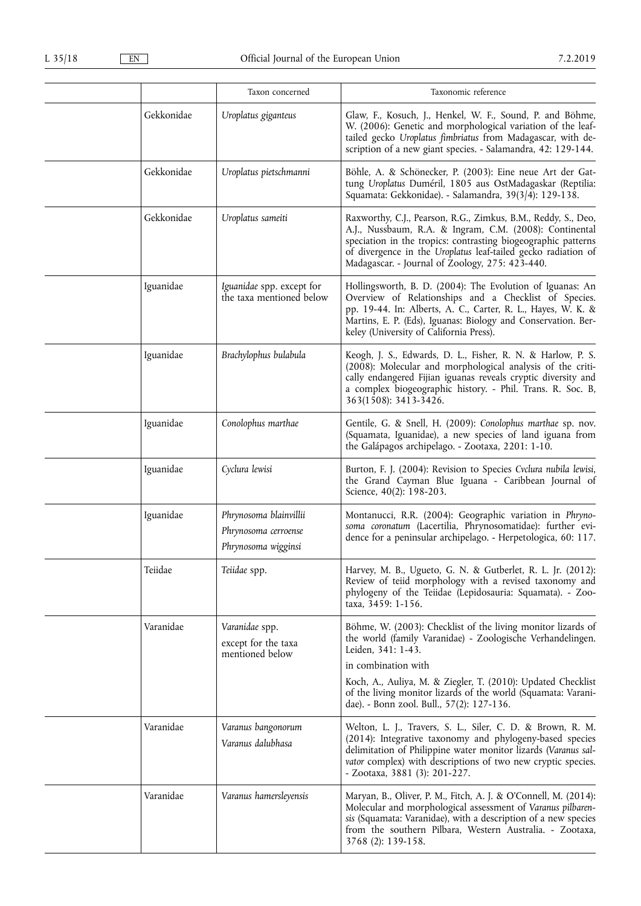| | | Taxon concerned | Taxonomic reference |
|---|---|---|---|
| | Gekkonidae | *Uroplatus giganteus* | Glaw, F., Kosuch, J., Henkel, W. F., Sound, P. and Böhme, W. (2006): Genetic and morphological variation of the leaf-tailed gecko *Uroplatus fimbriatus* from Madagascar, with description of a new giant species. - Salamandra, 42: 129-144. |
| | Gekkonidae | *Uroplatus pietschmanni* | Böhle, A. & Schönecker, P. (2003): Eine neue Art der Gattung *Uroplatus* Duméril, 1805 aus OstMadagaskar (Reptilia: Squamata: Gekkonidae). - Salamandra, 39(3/4): 129-138. |
| | Gekkonidae | *Uroplatus sameiti* | Raxworthy, C.J., Pearson, R.G., Zimkus, B.M., Reddy, S., Deo, A.J., Nussbaum, R.A. & Ingram, C.M. (2008): Continental speciation in the tropics: contrasting biogeographic patterns of divergence in the *Uroplatus* leaf-tailed gecko radiation of Madagascar. - Journal of Zoology, 275: 423-440. |
| | Iguanidae | *Iguanidae* spp. except for the taxa mentioned below | Hollingsworth, B. D. (2004): The Evolution of Iguanas: An Overview of Relationships and a Checklist of Species. pp. 19-44. In: Alberts, A. C., Carter, R. L., Hayes, W. K. & Martins, E. P. (Eds), Iguanas: Biology and Conservation. Berkeley (University of California Press). |
| | Iguanidae | *Brachylophus bulabula* | Keogh, J. S., Edwards, D. L., Fisher, R. N. & Harlow, P. S. (2008): Molecular and morphological analysis of the critically endangered Fijian iguanas reveals cryptic diversity and a complex biogeographic history. - Phil. Trans. R. Soc. B, 363(1508): 3413-3426. |
| | Iguanidae | *Conolophus marthae* | Gentile, G. & Snell, H. (2009): *Conolophus marthae* sp. nov. (Squamata, Iguanidae), a new species of land iguana from the Galápagos archipelago. - Zootaxa, 2201: 1-10. |
| | Iguanidae | *Cyclura lewisi* | Burton, F. J. (2004): Revision to Species *Cvclura nubila lewisi*, the Grand Cayman Blue Iguana - Caribbean Journal of Science, 40(2): 198-203. |
| | Iguanidae | *Phrynosoma blainvillii*<br>*Phrynosoma cerroense*<br>*Phrynosoma wigginsi* | Montanucci, R.R. (2004): Geographic variation in *Phrynosoma coronatum* (Lacertilia, Phrynosomatidae): further evidence for a peninsular archipelago. - Herpetologica, 60: 117. |
| | Teiidae | *Teiidae* spp. | Harvey, M. B., Ugueto, G. N. & Gutberlet, R. L. Jr. (2012): Review of teiid morphology with a revised taxonomy and phylogeny of the Teiidae (Lepidosauria: Squamata). - Zootaxa, 3459: 1-156. |
| | Varanidae | *Varanidae* spp.<br>except for the taxa mentioned below | Böhme, W. (2003): Checklist of the living monitor lizards of the world (family Varanidae) - Zoologische Verhandelingen. Leiden, 341: 1-43.<br>in combination with<br>Koch, A., Auliya, M. & Ziegler, T. (2010): Updated Checklist of the living monitor lizards of the world (Squamata: Varanidae). - Bonn zool. Bull., 57(2): 127-136. |
| | Varanidae | *Varanus bangonorum*<br>*Varanus dalubhasa* | Welton, L. J., Travers, S. L., Siler, C. D. & Brown, R. M. (2014): Integrative taxonomy and phylogeny-based species delimitation of Philippine water monitor lizards (*Varanus salvator* complex) with descriptions of two new cryptic species. - Zootaxa, 3881 (3): 201-227. |
| | Varanidae | *Varanus hamersleyensis* | Maryan, B., Oliver, P. M., Fitch, A. J. & O'Connell, M. (2014): Molecular and morphological assessment of *Varanus pilbarensis* (Squamata: Varanidae), with a description of a new species from the southern Pilbara, Western Australia. - Zootaxa, 3768 (2): 139-158. |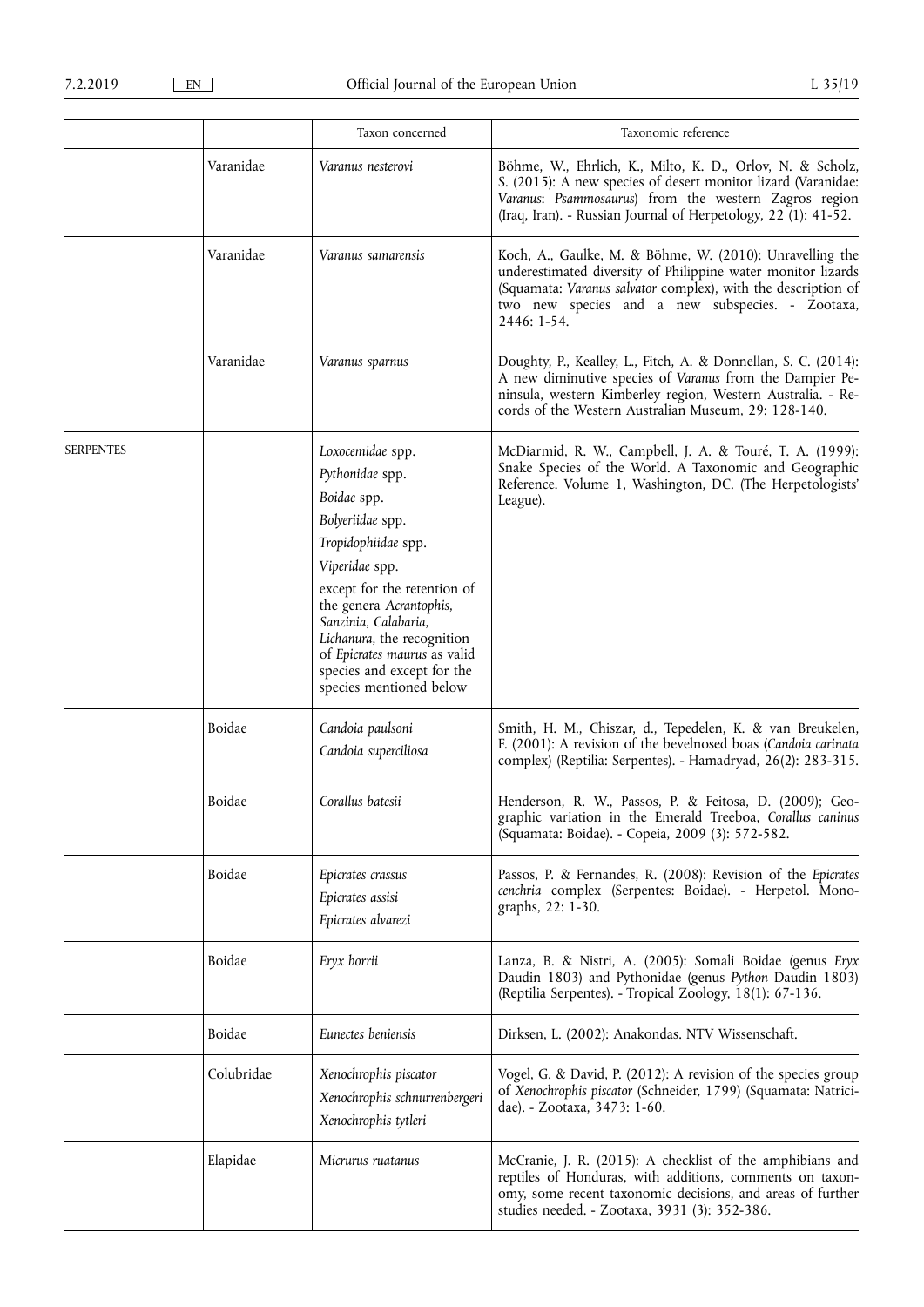| | | Taxon concerned | Taxonomic reference |
|---|---|---|---|
| | Varanidae | *Varanus nesterovi* | Böhme, W., Ehrlich, K., Milto, K. D., Orlov, N. & Scholz, S. (2015): A new species of desert monitor lizard (Varanidae: *Varanus*: *Psammosaurus*) from the western Zagros region (Iraq, Iran). - Russian Journal of Herpetology, 22 (1): 41-52. |
| | Varanidae | *Varanus samarensis* | Koch, A., Gaulke, M. & Böhme, W. (2010): Unravelling the underestimated diversity of Philippine water monitor lizards (Squamata: *Varanus salvator* complex), with the description of two new species and a new subspecies. - Zootaxa, 2446: 1-54. |
| | Varanidae | *Varanus sparnus* | Doughty, P., Kealley, L., Fitch, A. & Donnellan, S. C. (2014): A new diminutive species of *Varanus* from the Dampier Peninsula, western Kimberley region, Western Australia. - Records of the Western Australian Museum, 29: 128-140. |
| SERPENTES | | *Loxocemidae* spp.<br>*Pythonidae* spp.<br>*Boidae* spp.<br>*Bolyeriidae* spp.<br>*Tropidophiidae* spp.<br>*Viperidae* spp.<br>except for the retention of the genera *Acrantophis*, *Sanzinia*, *Calabaria*, *Lichanura*, the recognition of *Epicrates maurus* as valid species and except for the species mentioned below | McDiarmid, R. W., Campbell, J. A. & Touré, T. A. (1999): Snake Species of the World. A Taxonomic and Geographic Reference. Volume 1, Washington, DC. (The Herpetologists' League). |
| | Boidae | *Candoia paulsoni*<br>*Candoia superciliosa* | Smith, H. M., Chiszar, d., Tepedelen, K. & van Breukelen, F. (2001): A revision of the bevelnosed boas (*Candoia carinata* complex) (Reptilia: Serpentes). - Hamadryad, 26(2): 283-315. |
| | Boidae | *Corallus batesii* | Henderson, R. W., Passos, P. & Feitosa, D. (2009); Geographic variation in the Emerald Treeboa, *Corallus caninus* (Squamata: Boidae). - Copeia, 2009 (3): 572-582. |
| | Boidae | *Epicrates crassus*<br>*Epicrates assisi*<br>*Epicrates alvarezi* | Passos, P. & Fernandes, R. (2008): Revision of the *Epicrates cenchria* complex (Serpentes: Boidae). - Herpetol. Monographs, 22: 1-30. |
| | Boidae | *Eryx borrii* | Lanza, B. & Nistri, A. (2005): Somali Boidae (genus *Eryx* Daudin 1803) and Pythonidae (genus *Python* Daudin 1803) (Reptilia Serpentes). - Tropical Zoology, 18(1): 67-136. |
| | Boidae | *Eunectes beniensis* | Dirksen, L. (2002): Anakondas. NTV Wissenschaft. |
| | Colubridae | *Xenochrophis piscator*<br>*Xenochrophis schnurrenbergeri*<br>*Xenochrophis tytleri* | Vogel, G. & David, P. (2012): A revision of the species group of *Xenochrophis piscator* (Schneider, 1799) (Squamata: Natricidae). - Zootaxa, 3473: 1-60. |
| | Elapidae | *Micrurus ruatanus* | McCranie, J. R. (2015): A checklist of the amphibians and reptiles of Honduras, with additions, comments on taxonomy, some recent taxonomic decisions, and areas of further studies needed. - Zootaxa, 3931 (3): 352-386. |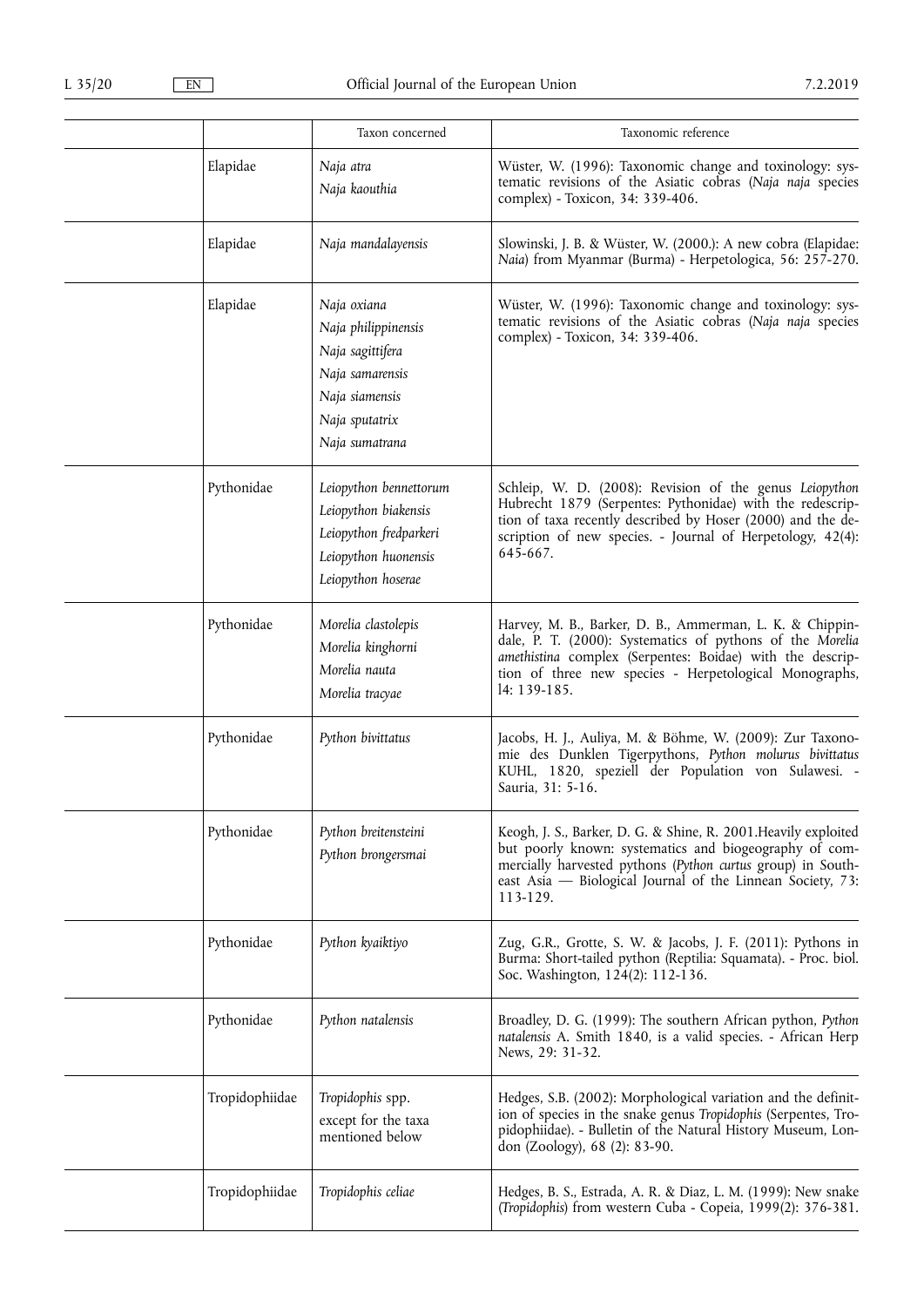| | | Taxon concerned | Taxonomic reference |
|---|---|---|---|
| | Elapidae | *Naja atra*<br>*Naja kaouthia* | Wüster, W. (1996): Taxonomic change and toxinology: systematic revisions of the Asiatic cobras (*Naja naja* species complex) - Toxicon, 34: 339-406. |
| | Elapidae | *Naja mandalayensis* | Slowinski, J. B. & Wüster, W. (2000.): A new cobra (Elapidae: *Naia*) from Myanmar (Burma) - Herpetologica, 56: 257-270. |
| | Elapidae | *Naja oxiana*<br>*Naja philippinensis*<br>*Naja sagittifera*<br>*Naja samarensis*<br>*Naja siamensis*<br>*Naja sputatrix*<br>*Naja sumatrana* | Wüster, W. (1996): Taxonomic change and toxinology: systematic revisions of the Asiatic cobras (*Naja naja* species complex) - Toxicon, 34: 339-406. |
| | Pythonidae | *Leiopython bennettorum*<br>*Leiopython biakensis*<br>*Leiopython fredparkeri*<br>*Leiopython huonensis*<br>*Leiopython hoserae* | Schleip, W. D. (2008): Revision of the genus *Leiopython* Hubrecht 1879 (Serpentes: Pythonidae) with the redescription of taxa recently described by Hoser (2000) and the description of new species. - Journal of Herpetology, 42(4): 645-667. |
| | Pythonidae | *Morelia clastolepis*<br>*Morelia kinghorni*<br>*Morelia nauta*<br>*Morelia tracyae* | Harvey, M. B., Barker, D. B., Ammerman, L. K. & Chippindale, P. T. (2000): Systematics of pythons of the *Morelia amethistina* complex (Serpentes: Boidae) with the description of three new species - Herpetological Monographs, l4: 139-185. |
| | Pythonidae | *Python bivittatus* | Jacobs, H. J., Auliya, M. & Böhme, W. (2009): Zur Taxonomie des Dunklen Tigerpythons, *Python molurus bivittatus* KUHL, 1820, speziell der Population von Sulawesi. - Sauria, 31: 5-16. |
| | Pythonidae | *Python breitensteini*<br>*Python brongersmai* | Keogh, J. S., Barker, D. G. & Shine, R. 2001.Heavily exploited but poorly known: systematics and biogeography of commercially harvested pythons (*Python curtus* group) in Southeast Asia — Biological Journal of the Linnean Society, 73: 113-129. |
| | Pythonidae | *Python kyaiktiyo* | Zug, G.R., Grotte, S. W. & Jacobs, J. F. (2011): Pythons in Burma: Short-tailed python (Reptilia: Squamata). - Proc. biol. Soc. Washington, 124(2): 112-136. |
| | Pythonidae | *Python natalensis* | Broadley, D. G. (1999): The southern African python, *Python natalensis* A. Smith 1840, is a valid species. - African Herp News, 29: 31-32. |
| | Tropidophiidae | *Tropidophis* spp. except for the taxa mentioned below | Hedges, S.B. (2002): Morphological variation and the definition of species in the snake genus *Tropidophis* (Serpentes, Tropidophiidae). - Bulletin of the Natural History Museum, London (Zoology), 68 (2): 83-90. |
| | Tropidophiidae | *Tropidophis celiae* | Hedges, B. S., Estrada, A. R. & Diaz, L. M. (1999): New snake (*Tropidophis*) from western Cuba - Copeia, 1999(2): 376-381. |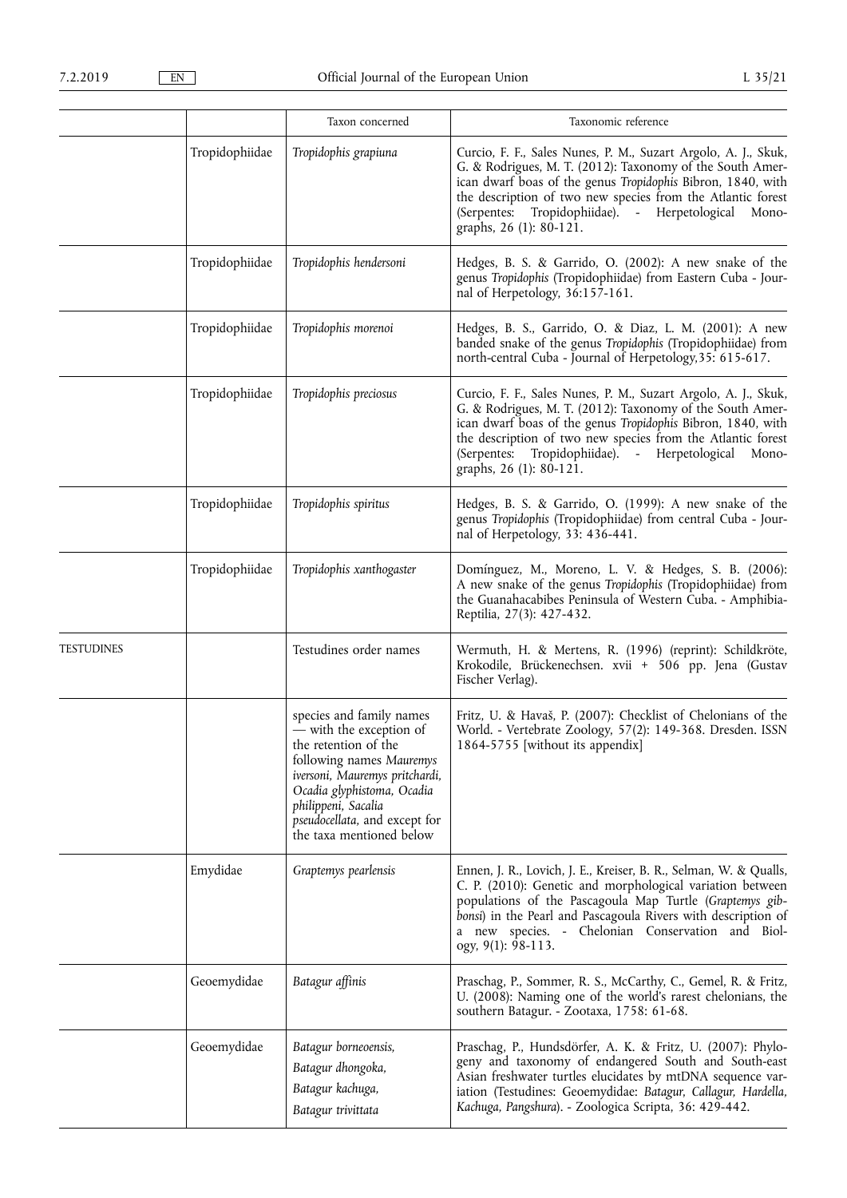| | | Taxon concerned | Taxonomic reference |
|---|---|---|---|
| | Tropidophiidae | *Tropidophis grapiuna* | Curcio, F. F., Sales Nunes, P. M., Suzart Argolo, A. J., Skuk, G. & Rodrigues, M. T. (2012): Taxonomy of the South American dwarf boas of the genus *Tropidophis* Bibron, 1840, with the description of two new species from the Atlantic forest (Serpentes: Tropidophiidae). - Herpetological Monographs, 26 (1): 80-121. |
| | Tropidophiidae | *Tropidophis hendersoni* | Hedges, B. S. & Garrido, O. (2002): A new snake of the genus *Tropidophis* (Tropidophiidae) from Eastern Cuba - Journal of Herpetology, 36:157-161. |
| | Tropidophiidae | *Tropidophis morenoi* | Hedges, B. S., Garrido, O. & Diaz, L. M. (2001): A new banded snake of the genus *Tropidophis* (Tropidophiidae) from north-central Cuba - Journal of Herpetology,35: 615-617. |
| | Tropidophiidae | *Tropidophis preciosus* | Curcio, F. F., Sales Nunes, P. M., Suzart Argolo, A. J., Skuk, G. & Rodrigues, M. T. (2012): Taxonomy of the South American dwarf boas of the genus *Tropidophis* Bibron, 1840, with the description of two new species from the Atlantic forest (Serpentes: Tropidophiidae). - Herpetological Monographs, 26 (1): 80-121. |
| | Tropidophiidae | *Tropidophis spiritus* | Hedges, B. S. & Garrido, O. (1999): A new snake of the genus *Tropidophis* (Tropidophiidae) from central Cuba - Journal of Herpetology, 33: 436-441. |
| | Tropidophiidae | *Tropidophis xanthogaster* | Domínguez, M., Moreno, L. V. & Hedges, S. B. (2006): A new snake of the genus *Tropidophis* (Tropidophiidae) from the Guanahacabibes Peninsula of Western Cuba. - Amphibia-Reptilia, 27(3): 427-432. |
| TESTUDINES | | Testudines order names | Wermuth, H. & Mertens, R. (1996) (reprint): Schildkröte, Krokodile, Brückenechsen. xvii + 506 pp. Jena (Gustav Fischer Verlag). |
| | | species and family names — with the exception of the retention of the following names *Mauremys iversoni, Mauremys pritchardi, Ocadia glyphistoma, Ocadia philippeni, Sacalia pseudocellata*, and except for the taxa mentioned below | Fritz, U. & Havaš, P. (2007): Checklist of Chelonians of the World. - Vertebrate Zoology, 57(2): 149-368. Dresden. ISSN 1864-5755 [without its appendix] |
| | Emydidae | *Graptemys pearlensis* | Ennen, J. R., Lovich, J. E., Kreiser, B. R., Selman, W. & Qualls, C. P. (2010): Genetic and morphological variation between populations of the Pascagoula Map Turtle (*Graptemys gibbonsi*) in the Pearl and Pascagoula Rivers with description of a new species. - Chelonian Conservation and Biology, 9(1): 98-113. |
| | Geoemydidae | *Batagur affinis* | Praschag, P., Sommer, R. S., McCarthy, C., Gemel, R. & Fritz, U. (2008): Naming one of the world's rarest chelonians, the southern Batagur. - Zootaxa, 1758: 61-68. |
| | Geoemydidae | *Batagur borneoensis*, *Batagur dhongoka*, *Batagur kachuga*, *Batagur trivittata* | Praschag, P., Hundsdörfer, A. K. & Fritz, U. (2007): Phylogeny and taxonomy of endangered South and South-east Asian freshwater turtles elucidates by mtDNA sequence variation (Testudines: Geoemydidae: *Batagur*, *Callagur*, *Hardella*, *Kachuga*, *Pangshura*). - Zoologica Scripta, 36: 429-442. |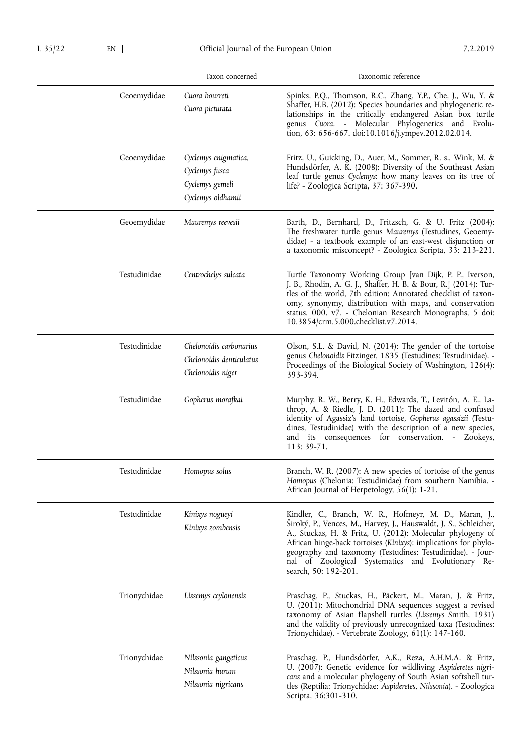| | | Taxon concerned | Taxonomic reference |
|---|---|---|---|
| | Geoemydidae | *Cuora bourreti*<br>*Cuora picturata* | Spinks, P.Q., Thomson, R.C., Zhang, Y.P., Che, J., Wu, Y. & Shaffer, H.B. (2012): Species boundaries and phylogenetic relationships in the critically endangered Asian box turtle genus *Cuora*. - Molecular Phylogenetics and Evolution, 63: 656-667. doi:10.1016/j.ympev.2012.02.014. |
| | Geoemydidae | *Cyclemys enigmatica,*<br>*Cyclemys fusca*<br>*Cyclemys gemeli*<br>*Cyclemys oldhamii* | Fritz, U., Guicking, D., Auer, M., Sommer, R. s., Wink, M. & Hundsdörfer, A. K. (2008): Diversity of the Southeast Asian leaf turtle genus *Cyclemys*: how many leaves on its tree of life? - Zoologica Scripta, 37: 367-390. |
| | Geoemydidae | *Mauremys reevesii* | Barth, D., Bernhard, D., Fritzsch, G. & U. Fritz (2004): The freshwater turtle genus *Mauremys* (Testudines, Geoemydidae) - a textbook example of an east-west disjunction or a taxonomic misconcept? - Zoologica Scripta, 33: 213-221. |
| | Testudinidae | *Centrochelys sulcata* | Turtle Taxonomy Working Group [van Dijk, P. P., Iverson, J. B., Rhodin, A. G. J., Shaffer, H. B. & Bour, R.] (2014): Turtles of the world, 7th edition: Annotated checklist of taxonomy, synonymy, distribution with maps, and conservation status. 000. v7. - Chelonian Research Monographs, 5 doi: 10.3854/crm.5.000.checklist.v7.2014. |
| | Testudinidae | *Chelonoidis carbonarius*<br>*Chelonoidis denticulatus*<br>*Chelonoidis niger* | Olson, S.L. & David, N. (2014): The gender of the tortoise genus *Chelonoidis* Fitzinger, 1835 (Testudines: Testudinidae). - Proceedings of the Biological Society of Washington, 126(4): 393-394. |
| | Testudinidae | *Gopherus morafkai* | Murphy, R. W., Berry, K. H., Edwards, T., Levitón, A. E., Lathrop, A. & Riedle, J. D. (2011): The dazed and confused identity of Agassiz's land tortoise, *Gopherus agassizii* (Testudines, Testudinidae) with the description of a new species, and its consequences for conservation. - Zookeys, 113: 39-71. |
| | Testudinidae | *Homopus solus* | Branch, W. R. (2007): A new species of tortoise of the genus *Homopus* (Chelonia: Testudinidae) from southern Namibia. - African Journal of Herpetology, 56(1): 1-21. |
| | Testudinidae | *Kinixys nogueyi*<br>*Kinixys zombensis* | Kindler, C., Branch, W. R., Hofmeyr, M. D., Maran, J., Široký, P., Vences, M., Harvey, J., Hauswaldt, J. S., Schleicher, A., Stuckas, H. & Fritz, U. (2012): Molecular phylogeny of African hinge-back tortoises (*Kinixys*): implications for phylogeography and taxonomy (Testudines: Testudinidae). - Journal of Zoological Systematics and Evolutionary Research, 50: 192-201. |
| | Trionychidae | *Lissemys ceylonensis* | Praschag, P., Stuckas, H., Päckert, M., Maran, J. & Fritz, U. (2011): Mitochondrial DNA sequences suggest a revised taxonomy of Asian flapshell turtles (*Lissemys* Smith, 1931) and the validity of previously unrecognized taxa (Testudines: Trionychidae). - Vertebrate Zoology, 61(1): 147-160. |
| | Trionychidae | *Nilssonia gangeticus*<br>*Nilssonia hurum*<br>*Nilssonia nigricans* | Praschag, P., Hundsdörfer, A.K., Reza, A.H.M.A. & Fritz, U. (2007): Genetic evidence for wildliving *Aspideretes nigricans* and a molecular phylogeny of South Asian softshell turtles (Reptilia: Trionychidae: *Aspideretes*, *Nilssonia*). - Zoologica Scripta, 36:301-310. |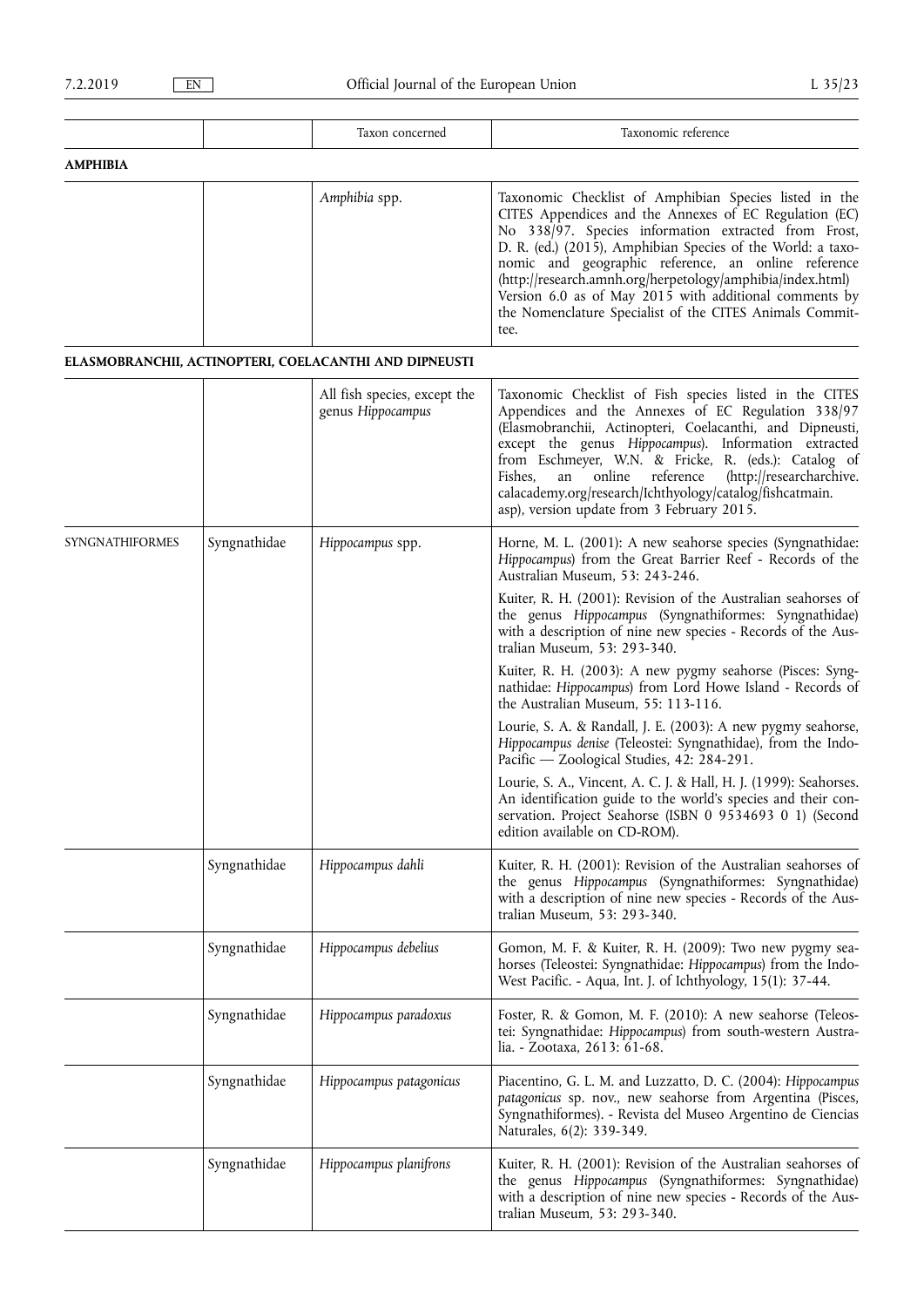| | | Taxon concerned | Taxonomic reference |
|---|---|---|---|
| **AMPHIBIA** | | | |
| | | *Amphibia* spp. | Taxonomic Checklist of Amphibian Species listed in the CITES Appendices and the Annexes of EC Regulation (EC) No 338/97. Species information extracted from Frost, D. R. (ed.) (2015), Amphibian Species of the World: a taxonomic and geographic reference, an online reference (http://research.amnh.org/herpetology/amphibia/index.html) Version 6.0 as of May 2015 with additional comments by the Nomenclature Specialist of the CITES Animals Committee. |
| **ELASMOBRANCHII, ACTINOPTERI, COELACANTHI AND DIPNEUSTI** | | | |
| | | All fish species, except the genus *Hippocampus* | Taxonomic Checklist of Fish species listed in the CITES Appendices and the Annexes of EC Regulation 338/97 (Elasmobranchii, Actinopteri, Coelacanthi, and Dipneusti, except the genus *Hippocampus*). Information extracted from Eschmeyer, W.N. & Fricke, R. (eds.): Catalog of Fishes, an online reference (http://researcharchive.calacademy.org/research/Ichthyology/catalog/fishcatmain.asp), version update from 3 February 2015. |
| SYNGNATHIFORMES | Syngnathidae | *Hippocampus* spp. | Horne, M. L. (2001): A new seahorse species (Syngnathidae: *Hippocampus*) from the Great Barrier Reef - Records of the Australian Museum, 53: 243-246.<br><br>Kuiter, R. H. (2001): Revision of the Australian seahorses of the genus *Hippocampus* (Syngnathiformes: Syngnathidae) with a description of nine new species - Records of the Australian Museum, 53: 293-340.<br><br>Kuiter, R. H. (2003): A new pygmy seahorse (Pisces: Syngnathidae: *Hippocampus*) from Lord Howe Island - Records of the Australian Museum, 55: 113-116.<br><br>Lourie, S. A. & Randall, J. E. (2003): A new pygmy seahorse, *Hippocampus denise* (Teleostei: Syngnathidae), from the Indo-Pacific — Zoological Studies, 42: 284-291.<br><br>Lourie, S. A., Vincent, A. C. J. & Hall, H. J. (1999): Seahorses. An identification guide to the world's species and their conservation. Project Seahorse (ISBN 0 9534693 0 1) (Second edition available on CD-ROM). |
| | Syngnathidae | *Hippocampus dahli* | Kuiter, R. H. (2001): Revision of the Australian seahorses of the genus *Hippocampus* (Syngnathiformes: Syngnathidae) with a description of nine new species - Records of the Australian Museum, 53: 293-340. |
| | Syngnathidae | *Hippocampus debelius* | Gomon, M. F. & Kuiter, R. H. (2009): Two new pygmy seahorses (Teleostei: Syngnathidae: *Hippocampus*) from the Indo-West Pacific. - Aqua, Int. J. of Ichthyology, 15(1): 37-44. |
| | Syngnathidae | *Hippocampus paradoxus* | Foster, R. & Gomon, M. F. (2010): A new seahorse (Teleostei: Syngnathidae: *Hippocampus*) from south-western Australia. - Zootaxa, 2613: 61-68. |
| | Syngnathidae | *Hippocampus patagonicus* | Piacentino, G. L. M. and Luzzatto, D. C. (2004): *Hippocampus patagonicus* sp. nov., new seahorse from Argentina (Pisces, Syngnathiformes). - Revista del Museo Argentino de Ciencias Naturales, 6(2): 339-349. |
| | Syngnathidae | *Hippocampus planifrons* | Kuiter, R. H. (2001): Revision of the Australian seahorses of the genus *Hippocampus* (Syngnathiformes: Syngnathidae) with a description of nine new species - Records of the Australian Museum, 53: 293-340. |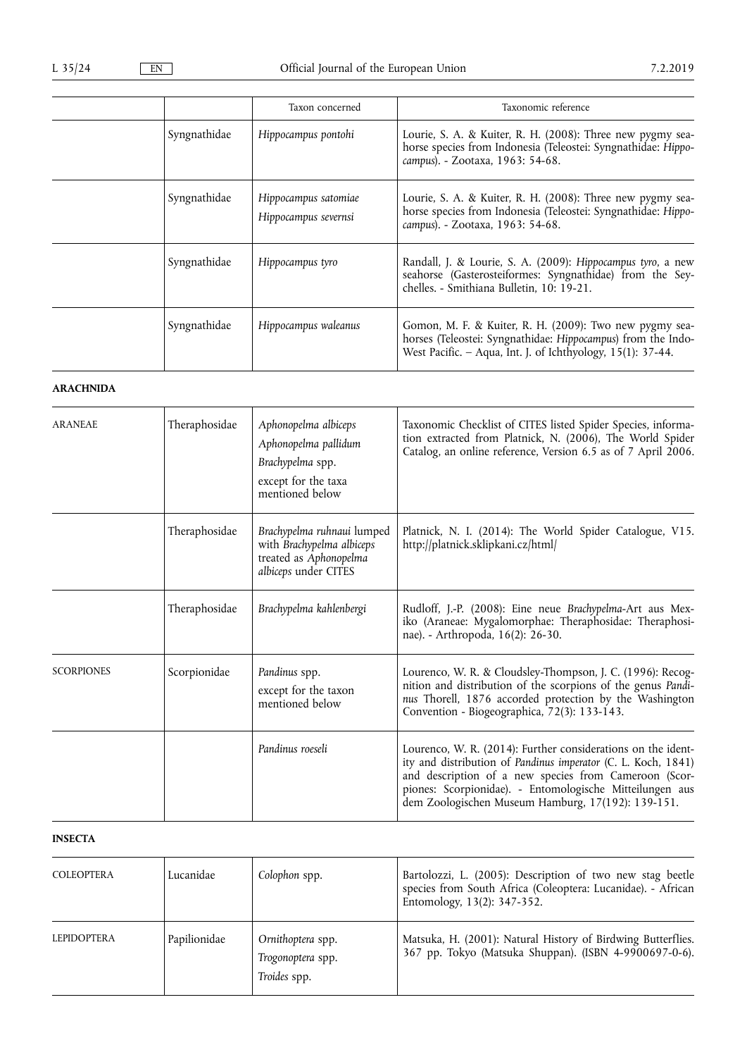| | | Taxon concerned | Taxonomic reference |
|---|---|---|---|
| | Syngnathidae | *Hippocampus pontohi* | Lourie, S. A. & Kuiter, R. H. (2008): Three new pygmy seahorse species from Indonesia (Teleostei: Syngnathidae: *Hippocampus*). - Zootaxa, 1963: 54-68. |
| | Syngnathidae | *Hippocampus satomiae*<br>*Hippocampus severnsi* | Lourie, S. A. & Kuiter, R. H. (2008): Three new pygmy seahorse species from Indonesia (Teleostei: Syngnathidae: *Hippocampus*). - Zootaxa, 1963: 54-68. |
| | Syngnathidae | *Hippocampus tyro* | Randall, J. & Lourie, S. A. (2009): *Hippocampus tyro*, a new seahorse (Gasterosteiformes: Syngnathidae) from the Seychelles. - Smithiana Bulletin, 10: 19-21. |
| | Syngnathidae | *Hippocampus waleanus* | Gomon, M. F. & Kuiter, R. H. (2009): Two new pygmy seahorses (Teleostei: Syngnathidae: *Hippocampus*) from the Indo-West Pacific. – Aqua, Int. J. of Ichthyology, 15(1): 37-44. |

**ARACHNIDA**

| | | | |
|---|---|---|---|
| ARANEAE | Theraphosidae | *Aphonopelma albiceps*<br>*Aphonopelma pallidum*<br>*Brachypelma* spp.<br>except for the taxa mentioned below | Taxonomic Checklist of CITES listed Spider Species, information extracted from Platnick, N. (2006), The World Spider Catalog, an online reference, Version 6.5 as of 7 April 2006. |
| | Theraphosidae | *Brachypelma ruhnaui* lumped with *Brachypelma albiceps* treated as *Aphonopelma albiceps* under CITES | Platnick, N. I. (2014): The World Spider Catalogue, V15. http://platnick.sklipkani.cz/html/ |
| | Theraphosidae | *Brachypelma kahlenbergi* | Rudloff, J.-P. (2008): Eine neue *Brachypelma*-Art aus Mexiko (Araneae: Mygalomorphae: Theraphosidae: Theraphosinae). - Arthropoda, 16(2): 26-30. |
| SCORPIONES | Scorpionidae | *Pandinus* spp.<br>except for the taxon mentioned below | Lourenco, W. R. & Cloudsley-Thompson, J. C. (1996): Recognition and distribution of the scorpions of the genus *Pandinus* Thorell, 1876 accorded protection by the Washington Convention - Biogeographica, 72(3): 133-143. |
| | | *Pandinus roeseli* | Lourenco, W. R. (2014): Further considerations on the identity and distribution of *Pandinus imperator* (C. L. Koch, 1841) and description of a new species from Cameroon (Scorpiones: Scorpionidae). - Entomologische Mitteilungen aus dem Zoologischen Museum Hamburg, 17(192): 139-151. |

**INSECTA**

| | | | |
|---|---|---|---|
| COLEOPTERA | Lucanidae | *Colophon* spp. | Bartolozzi, L. (2005): Description of two new stag beetle species from South Africa (Coleoptera: Lucanidae). - African Entomology, 13(2): 347-352. |
| LEPIDOPTERA | Papilionidae | *Ornithoptera* spp.<br>*Trogonoptera* spp.<br>*Troides* spp. | Matsuka, H. (2001): Natural History of Birdwing Butterflies. 367 pp. Tokyo (Matsuka Shuppan). (ISBN 4-9900697-0-6). |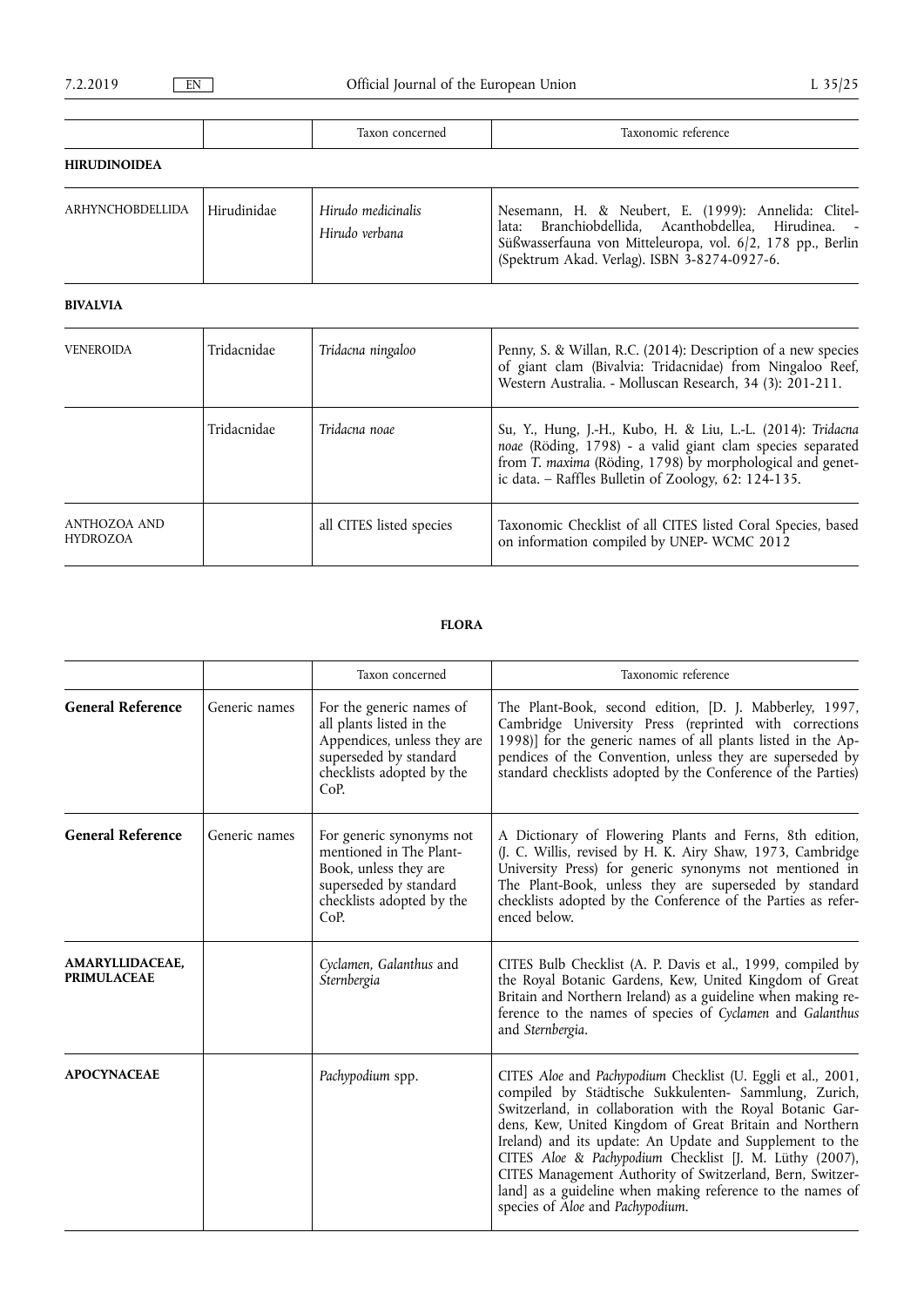| | | Taxon concerned | Taxonomic reference |
|---|---|---|---|
| **HIRUDINOIDEA** | | | |
| ARHYNCHOBDELLIDA | Hirudinidae | *Hirudo medicinalis* *Hirudo verbana* | Nesemann, H. & Neubert, E. (1999): Annelida: Clitellata: Branchiobdellida, Acanthobdellea, Hirudinea. - Süßwasserfauna von Mitteleuropa, vol. 6/2, 178 pp., Berlin (Spektrum Akad. Verlag). ISBN 3-8274-0927-6. |
| **BIVALVIA** | | | |
| VENEROIDA | Tridacnidae | *Tridacna ningaloo* | Penny, S. & Willan, R.C. (2014): Description of a new species of giant clam (Bivalvia: Tridacnidae) from Ningaloo Reef, Western Australia. - Molluscan Research, 34 (3): 201-211. |
| | Tridacnidae | *Tridacna noae* | Su, Y., Hung, J.-H., Kubo, H. & Liu, L.-L. (2014): *Tridacna noae* (Röding, 1798) - a valid giant clam species separated from *T. maxima* (Röding, 1798) by morphological and genetic data. – Raffles Bulletin of Zoology, 62: 124-135. |
| ANTHOZOA AND HYDROZOA | | all CITES listed species | Taxonomic Checklist of all CITES listed Coral Species, based on information compiled by UNEP- WCMC 2012 |

**FLORA**

| | | Taxon concerned | Taxonomic reference |
|---|---|---|---|
| **General Reference** | Generic names | For the generic names of all plants listed in the Appendices, unless they are superseded by standard checklists adopted by the CoP. | The Plant-Book, second edition, [D. J. Mabberley, 1997, Cambridge University Press (reprinted with corrections 1998)] for the generic names of all plants listed in the Appendices of the Convention, unless they are superseded by standard checklists adopted by the Conference of the Parties) |
| **General Reference** | Generic names | For generic synonyms not mentioned in The Plant-Book, unless they are superseded by standard checklists adopted by the CoP. | A Dictionary of Flowering Plants and Ferns, 8th edition, (J. C. Willis, revised by H. K. Airy Shaw, 1973, Cambridge University Press) for generic synonyms not mentioned in The Plant-Book, unless they are superseded by standard checklists adopted by the Conference of the Parties as referenced below. |
| **AMARYLLIDACEAE, PRIMULACEAE** | | *Cyclamen*, *Galanthus* and *Sternbergia* | CITES Bulb Checklist (A. P. Davis et al., 1999, compiled by the Royal Botanic Gardens, Kew, United Kingdom of Great Britain and Northern Ireland) as a guideline when making reference to the names of species of *Cyclamen* and *Galanthus* and *Sternbergia*. |
| **APOCYNACEAE** | | *Pachypodium* spp. | CITES *Aloe* and *Pachypodium* Checklist (U. Eggli et al., 2001, compiled by Städtische Sukkulenten- Sammlung, Zurich, Switzerland, in collaboration with the Royal Botanic Gardens, Kew, United Kingdom of Great Britain and Northern Ireland) and its update: An Update and Supplement to the CITES *Aloe* & *Pachypodium* Checklist [J. M. Lüthy (2007), CITES Management Authority of Switzerland, Bern, Switzerland] as a guideline when making reference to the names of species of *Aloe* and *Pachypodium*. |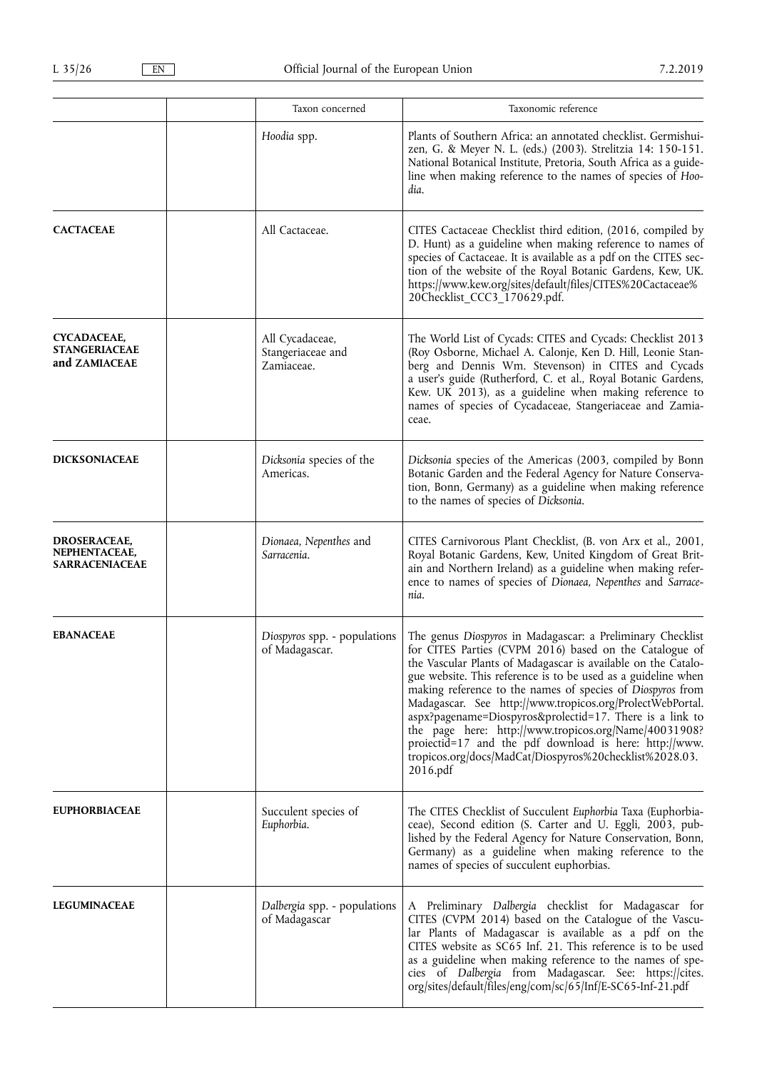| | | Taxon concerned | Taxonomic reference |
|---|---|---|---|
| | | *Hoodia* spp. | Plants of Southern Africa: an annotated checklist. Germishuizen, G. & Meyer N. L. (eds.) (2003). Strelitzia 14: 150-151. National Botanical Institute, Pretoria, South Africa as a guideline when making reference to the names of species of *Hoodia*. |
| **CACTACEAE** | | All Cactaceae. | CITES Cactaceae Checklist third edition, (2016, compiled by D. Hunt) as a guideline when making reference to names of species of Cactaceae. It is available as a pdf on the CITES section of the website of the Royal Botanic Gardens, Kew, UK. https://www.kew.org/sites/default/files/CITES%20Cactaceae%20Checklist_CCC3_170629.pdf. |
| **CYCADACEAE, STANGERIACEAE and ZAMIACEAE** | | All Cycadaceae, Stangeriaceae and Zamiaceae. | The World List of Cycads: CITES and Cycads: Checklist 2013 (Roy Osborne, Michael A. Calonje, Ken D. Hill, Leonie Stanberg and Dennis Wm. Stevenson) in CITES and Cycads a user's guide (Rutherford, C. et al., Royal Botanic Gardens, Kew. UK 2013), as a guideline when making reference to names of species of Cycadaceae, Stangeriaceae and Zamiaceae. |
| **DICKSONIACEAE** | | *Dicksonia* species of the Americas. | *Dicksonia* species of the Americas (2003, compiled by Bonn Botanic Garden and the Federal Agency for Nature Conservation, Bonn, Germany) as a guideline when making reference to the names of species of *Dicksonia*. |
| **DROSERACEAE, NEPHENTACEAE, SARRACENIACEAE** | | *Dionaea*, *Nepenthes* and *Sarracenia*. | CITES Carnivorous Plant Checklist, (B. von Arx et al., 2001, Royal Botanic Gardens, Kew, United Kingdom of Great Britain and Northern Ireland) as a guideline when making reference to names of species of *Dionaea*, *Nepenthes* and *Sarracenia*. |
| **EBANACEAE** | | *Diospyros* spp. - populations of Madagascar. | The genus *Diospyros* in Madagascar: a Preliminary Checklist for CITES Parties (CVPM 2016) based on the Catalogue of the Vascular Plants of Madagascar is available on the Catalogue website. This reference is to be used as a guideline when making reference to the names of species of *Diospyros* from Madagascar. See http://www.tropicos.org/ProlectWebPortal.aspx?pagename=Diospyros&prolectid=17. There is a link to the page here: http://www.tropicos.org/Name/40031908?proiectid=17 and the pdf download is here: http://www.tropicos.org/docs/MadCat/Diospyros%20checklist%2028.03.2016.pdf |
| **EUPHORBIACEAE** | | Succulent species of *Euphorbia*. | The CITES Checklist of Succulent *Euphorbia* Taxa (Euphorbiaceae), Second edition (S. Carter and U. Eggli, 2003, published by the Federal Agency for Nature Conservation, Bonn, Germany) as a guideline when making reference to the names of species of succulent euphorbias. |
| **LEGUMINACEAE** | | *Dalbergia* spp. - populations of Madagascar | A Preliminary *Dalbergia* checklist for Madagascar for CITES (CVPM 2014) based on the Catalogue of the Vascular Plants of Madagascar is available as a pdf on the CITES website as SC65 Inf. 21. This reference is to be used as a guideline when making reference to the names of species of *Dalbergia* from Madagascar. See: https://cites.org/sites/default/files/eng/com/sc/65/Inf/E-SC65-Inf-21.pdf |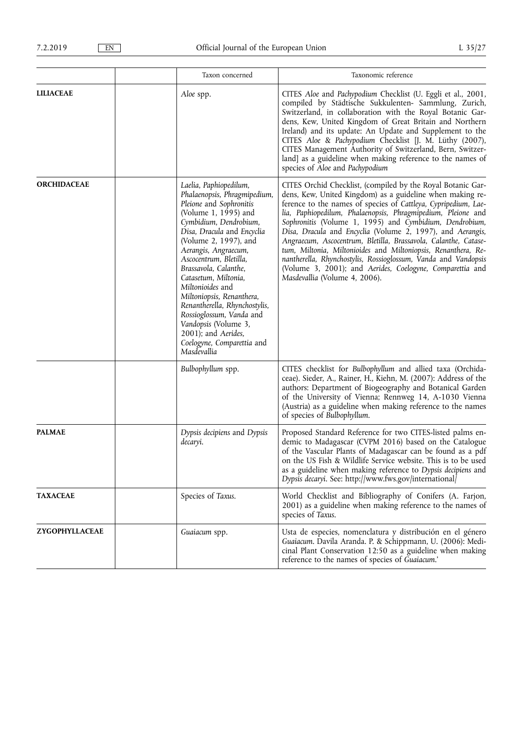| | | Taxon concerned | Taxonomic reference |
|---|---|---|---|
| **LILIACEAE** | | *Aloe* spp. | CITES *Aloe* and *Pachypodium* Checklist (U. Eggli et al., 2001, compiled by Städtische Sukkulenten- Sammlung, Zurich, Switzerland, in collaboration with the Royal Botanic Gardens, Kew, United Kingdom of Great Britain and Northern Ireland) and its update: An Update and Supplement to the CITES *Aloe* & *Pachypodium* Checklist [J. M. Lüthy (2007), CITES Management Authority of Switzerland, Bern, Switzerland] as a guideline when making reference to the names of species of *Aloe* and *Pachypodium* |
| **ORCHIDACEAE** | | *Laelia, Paphiopedilum, Phalaenopsis, Phragmipedium, Pleione* and *Sophronitis* (Volume 1, 1995) and *Cymbidium, Dendrobium, Disa, Dracula* and *Encyclia* (Volume 2, 1997), and *Aerangis, Angraecum, Ascocentrum, Bletilla, Brassavola, Calanthe, Catasetum, Miltonia, Miltonioides* and *Miltoniopsis, Renanthera, Renantherella, Rhynchostylis, Rossioglossum, Vanda* and *Vandopsis* (Volume 3, 2001); and *Aerides, Coelogyne, Comparettia* and *Masdevallia* | CITES Orchid Checklist, (compiled by the Royal Botanic Gardens, Kew, United Kingdom) as a guideline when making reference to the names of species of *Cattleya, Cypripedium, Laelia, Paphiopedilum, Phalaenopsis, Phragmipedium, Pleione* and *Sophronitis* (Volume 1, 1995) and *Cymbidium, Dendrobium, Disa, Dracula* and *Encyclia* (Volume 2, 1997), and *Aerangis, Angraecum, Ascocentrum, Bletilla, Brassavola, Calanthe, Catasetum, Miltonia, Miltonioides* and *Miltoniopsis, Renanthera, Renantherella, Rhynchostylis, Rossioglossum, Vanda* and *Vandopsis* (Volume 3, 2001); and *Aerides, Coelogyne, Comparettia* and *Masdevallia* (Volume 4, 2006). |
| | | *Bulbophyllum* spp. | CITES checklist for *Bulbophyllum* and allied taxa (Orchidaceae). Sieder, A., Rainer, H., Kiehn, M. (2007): Address of the authors: Department of Biogeography and Botanical Garden of the University of Vienna; Rennweg 14, A-1030 Vienna (Austria) as a guideline when making reference to the names of species of *Bulbophyllum*. |
| **PALMAE** | | *Dypsis decipiens* and *Dypsis decaryi*. | Proposed Standard Reference for two CITES-listed palms endemic to Madagascar (CVPM 2016) based on the Catalogue of the Vascular Plants of Madagascar can be found as a pdf on the US Fish & Wildlife Service website. This is to be used as a guideline when making reference to *Dypsis decipiens* and *Dypsis decaryi*. See: http://www.fws.gov/international/ |
| **TAXACEAE** | | Species of *Taxus*. | World Checklist and Bibliography of Conifers (A. Farjon, 2001) as a guideline when making reference to the names of species of *Taxus*. |
| **ZYGOPHYLLACEAE** | | *Guaiacum* spp. | Usta de especies, nomenclatura y distribución en el género *Guaiacum*. Davila Aranda. P. & Schippmann, U. (2006): Medicinal Plant Conservation 12:50 as a guideline when making reference to the names of species of *Guaiacum*.' |